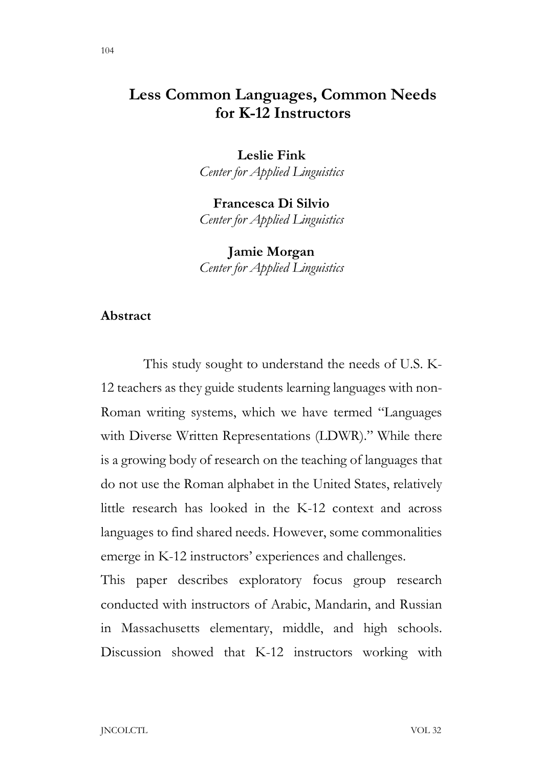# Less Common Languages, Common Needs for K-12 Instructors

**Leslie Fink**
*Center for Applied Linguistics*

**Francesca Di Silvio**
*Center for Applied Linguistics*

**Jamie Morgan**
*Center for Applied Linguistics*

## Abstract

This study sought to understand the needs of U.S. K-12 teachers as they guide students learning languages with non-Roman writing systems, which we have termed "Languages with Diverse Written Representations (LDWR)." While there is a growing body of research on the teaching of languages that do not use the Roman alphabet in the United States, relatively little research has looked in the K-12 context and across languages to find shared needs. However, some commonalities emerge in K-12 instructors' experiences and challenges.

This paper describes exploratory focus group research conducted with instructors of Arabic, Mandarin, and Russian in Massachusetts elementary, middle, and high schools. Discussion showed that K-12 instructors working with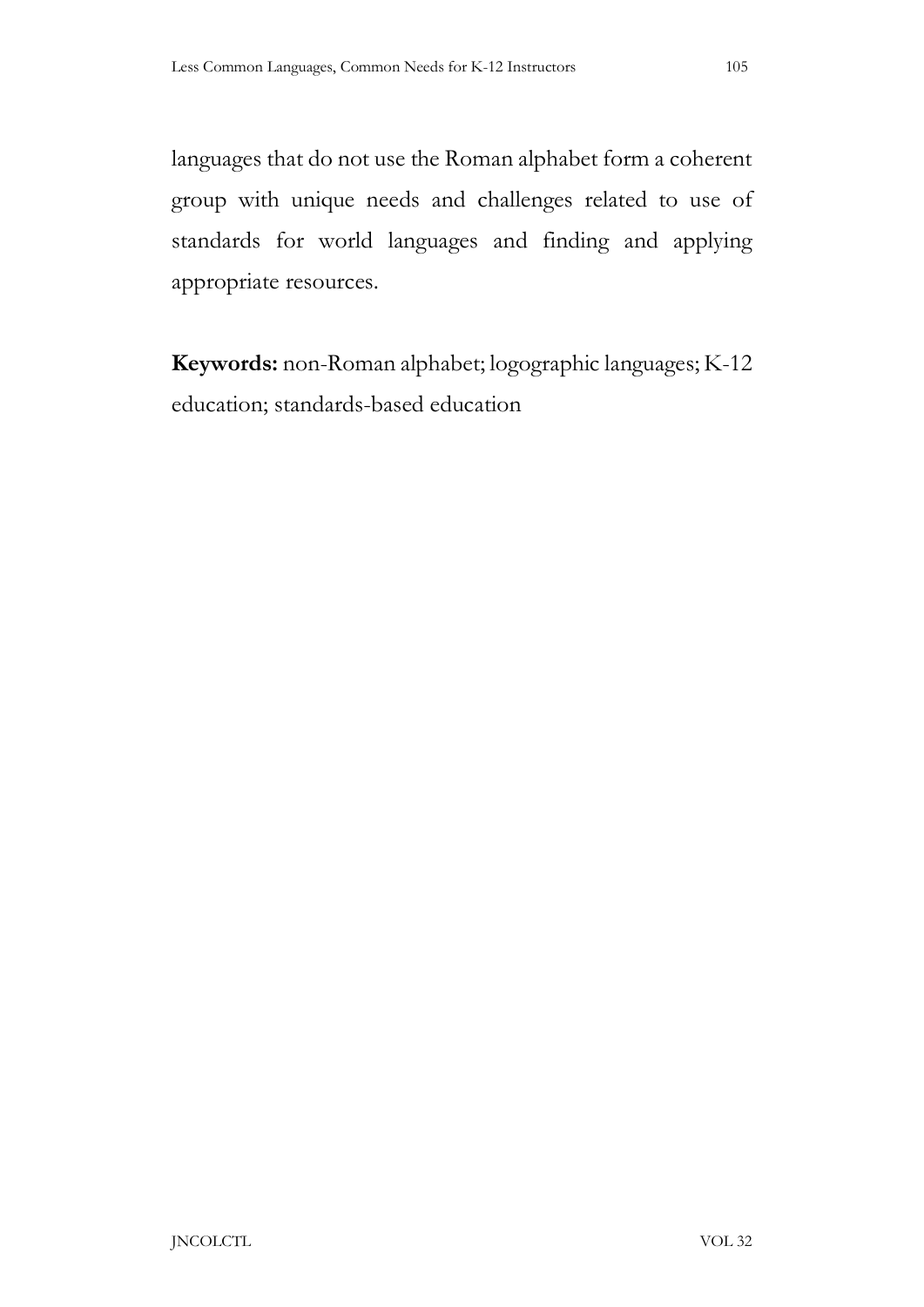languages that do not use the Roman alphabet form a coherent group with unique needs and challenges related to use of standards for world languages and finding and applying appropriate resources.

**Keywords:** non-Roman alphabet; logographic languages; K-12 education; standards-based education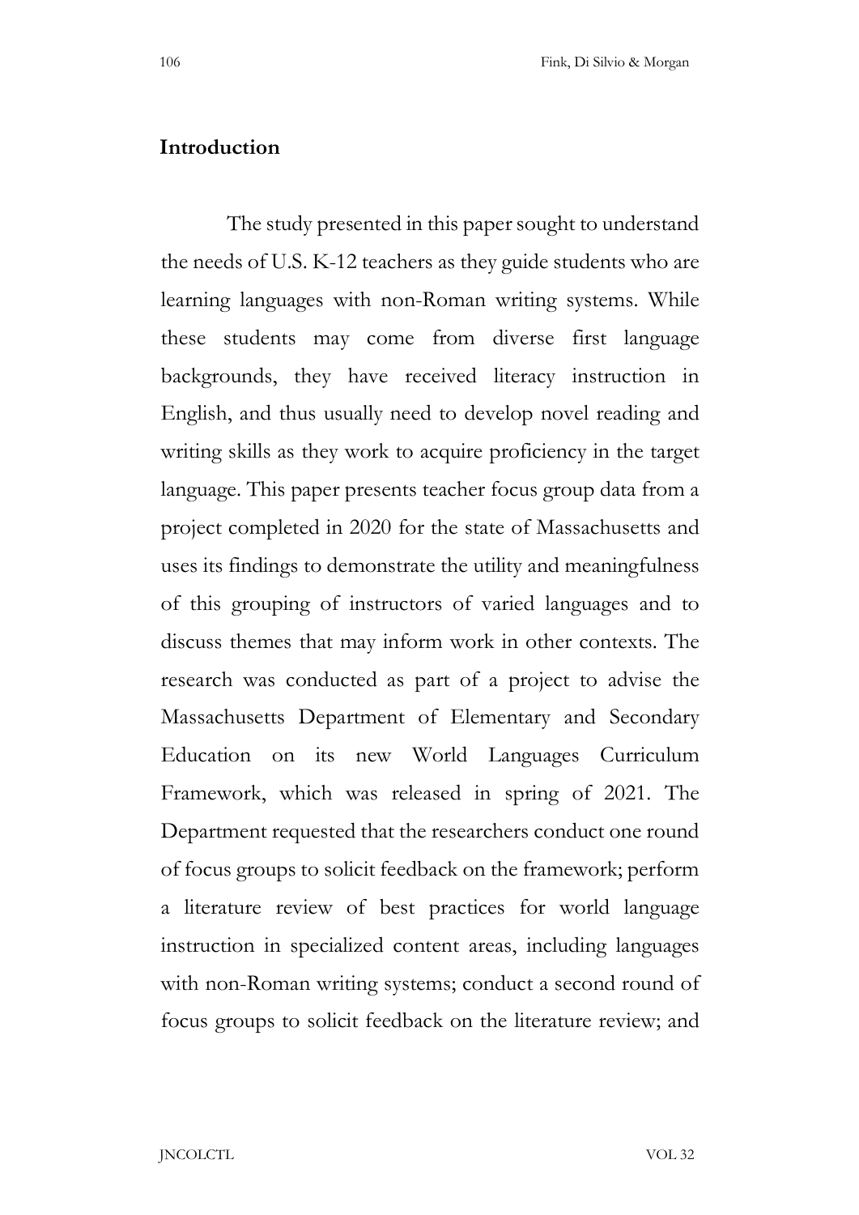## Introduction

The study presented in this paper sought to understand the needs of U.S. K-12 teachers as they guide students who are learning languages with non-Roman writing systems. While these students may come from diverse first language backgrounds, they have received literacy instruction in English, and thus usually need to develop novel reading and writing skills as they work to acquire proficiency in the target language. This paper presents teacher focus group data from a project completed in 2020 for the state of Massachusetts and uses its findings to demonstrate the utility and meaningfulness of this grouping of instructors of varied languages and to discuss themes that may inform work in other contexts. The research was conducted as part of a project to advise the Massachusetts Department of Elementary and Secondary Education on its new World Languages Curriculum Framework, which was released in spring of 2021. The Department requested that the researchers conduct one round of focus groups to solicit feedback on the framework; perform a literature review of best practices for world language instruction in specialized content areas, including languages with non-Roman writing systems; conduct a second round of focus groups to solicit feedback on the literature review; and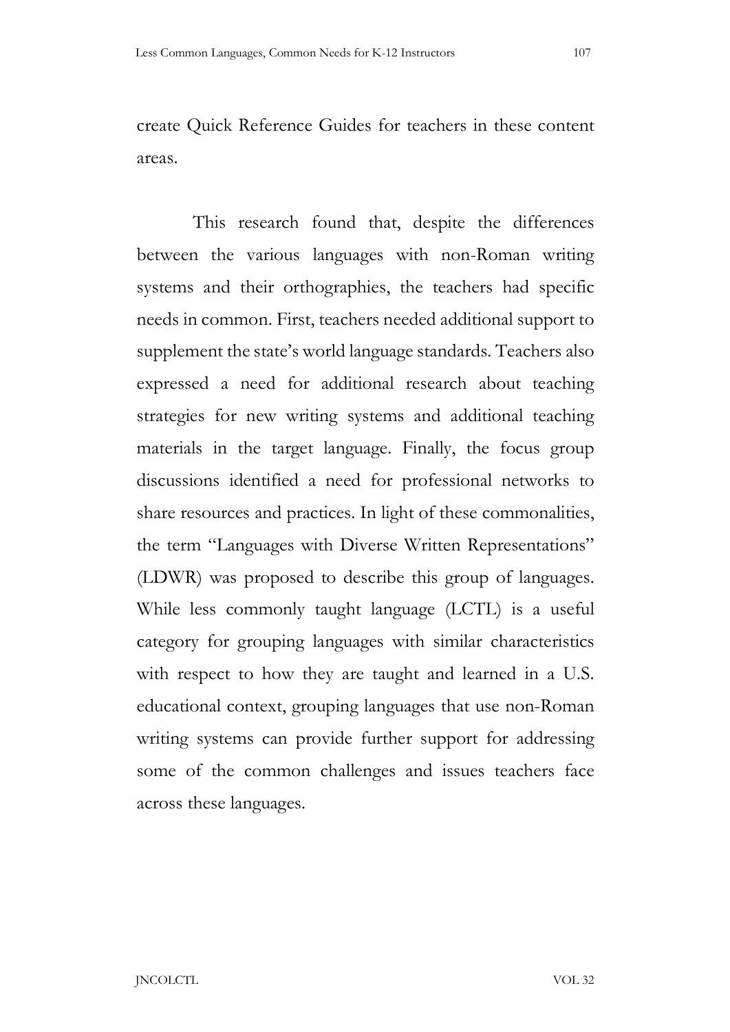create Quick Reference Guides for teachers in these content areas.

This research found that, despite the differences between the various languages with non-Roman writing systems and their orthographies, the teachers had specific needs in common. First, teachers needed additional support to supplement the state's world language standards. Teachers also expressed a need for additional research about teaching strategies for new writing systems and additional teaching materials in the target language. Finally, the focus group discussions identified a need for professional networks to share resources and practices. In light of these commonalities, the term "Languages with Diverse Written Representations" (LDWR) was proposed to describe this group of languages. While less commonly taught language (LCTL) is a useful category for grouping languages with similar characteristics with respect to how they are taught and learned in a U.S. educational context, grouping languages that use non-Roman writing systems can provide further support for addressing some of the common challenges and issues teachers face across these languages.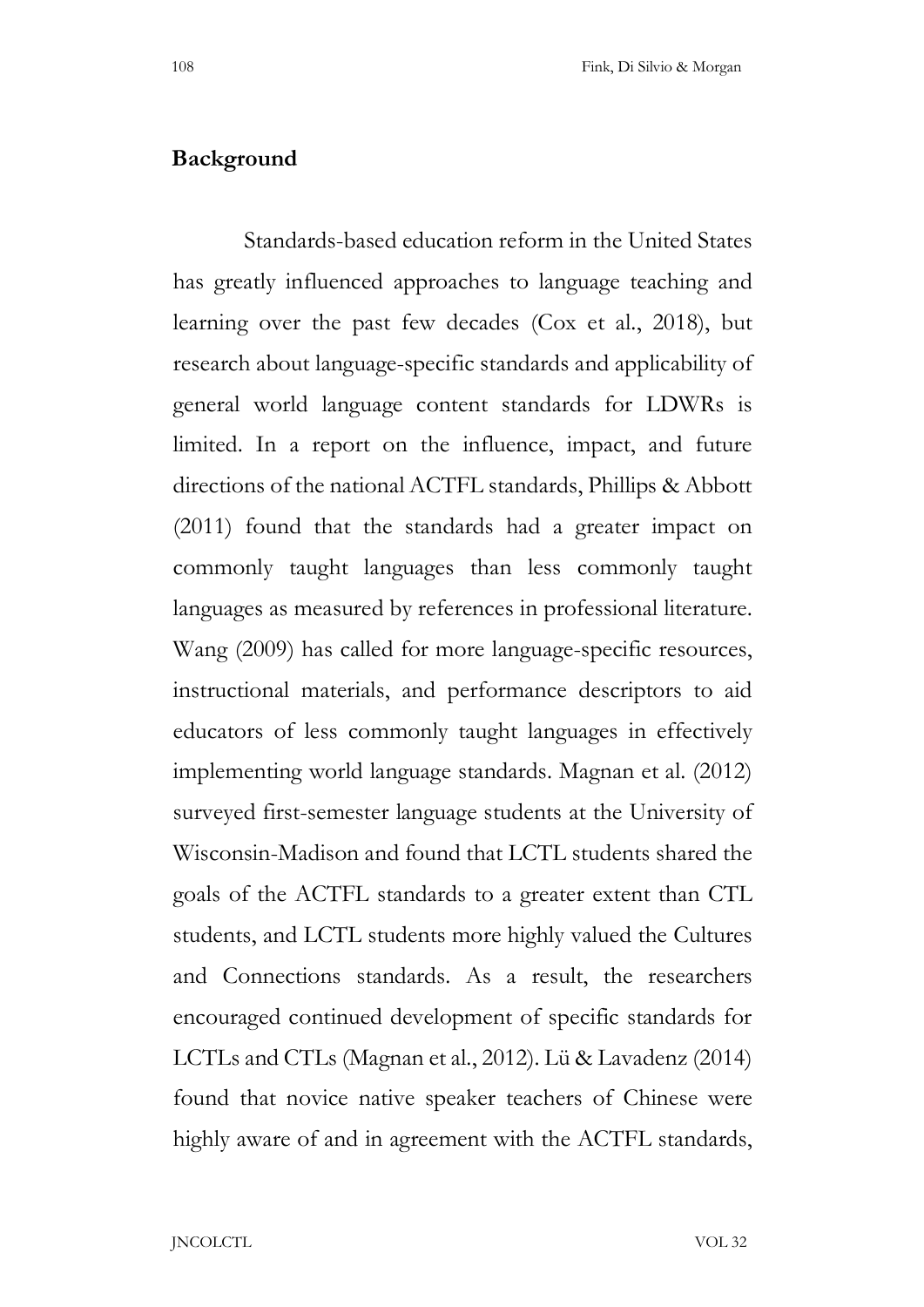## Background

Standards-based education reform in the United States has greatly influenced approaches to language teaching and learning over the past few decades (Cox et al., 2018), but research about language-specific standards and applicability of general world language content standards for LDWRs is limited. In a report on the influence, impact, and future directions of the national ACTFL standards, Phillips & Abbott (2011) found that the standards had a greater impact on commonly taught languages than less commonly taught languages as measured by references in professional literature. Wang (2009) has called for more language-specific resources, instructional materials, and performance descriptors to aid educators of less commonly taught languages in effectively implementing world language standards. Magnan et al. (2012) surveyed first-semester language students at the University of Wisconsin-Madison and found that LCTL students shared the goals of the ACTFL standards to a greater extent than CTL students, and LCTL students more highly valued the Cultures and Connections standards. As a result, the researchers encouraged continued development of specific standards for LCTLs and CTLs (Magnan et al., 2012). Lü & Lavadenz (2014) found that novice native speaker teachers of Chinese were highly aware of and in agreement with the ACTFL standards,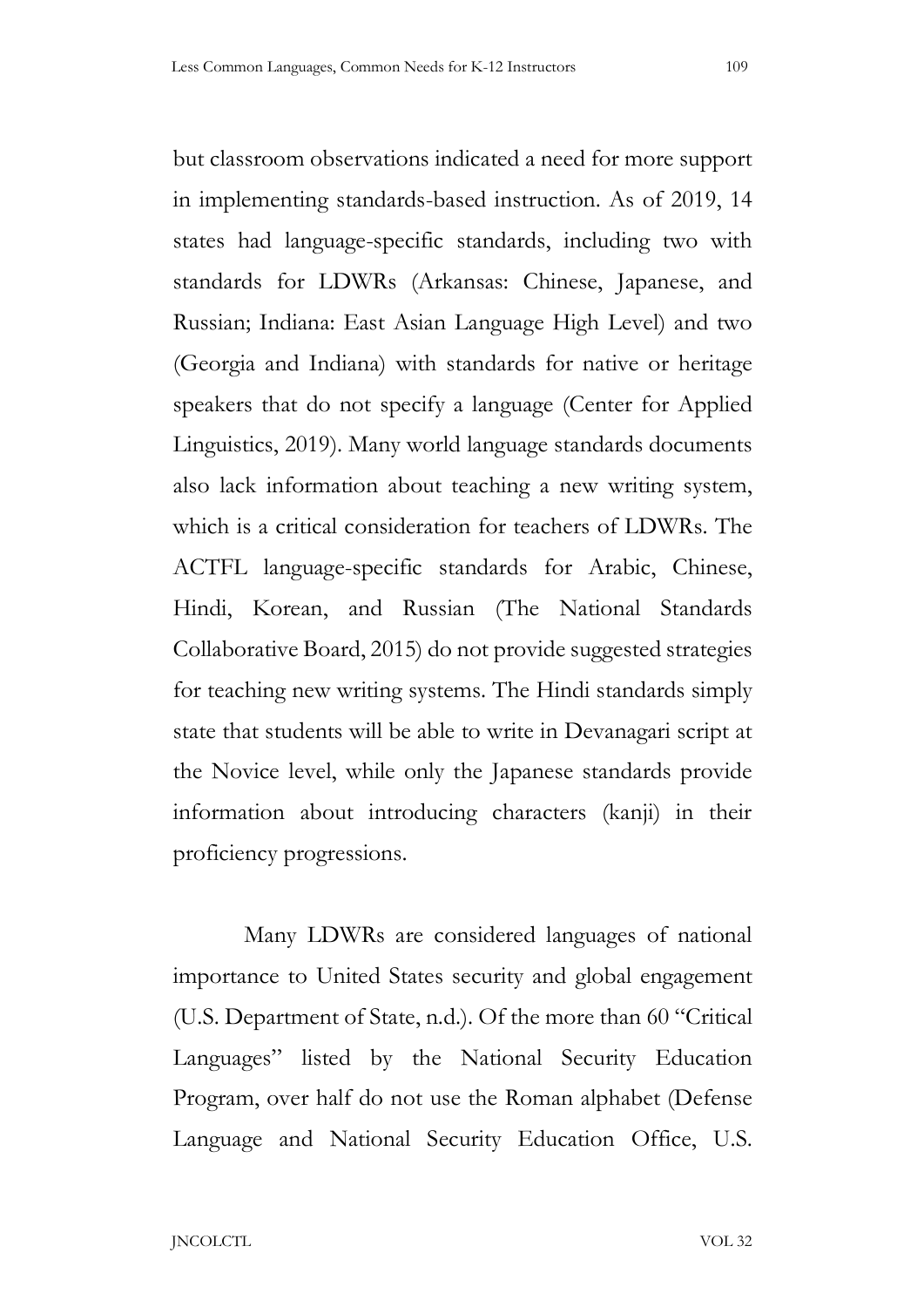but classroom observations indicated a need for more support in implementing standards-based instruction. As of 2019, 14 states had language-specific standards, including two with standards for LDWRs (Arkansas: Chinese, Japanese, and Russian; Indiana: East Asian Language High Level) and two (Georgia and Indiana) with standards for native or heritage speakers that do not specify a language (Center for Applied Linguistics, 2019). Many world language standards documents also lack information about teaching a new writing system, which is a critical consideration for teachers of LDWRs. The ACTFL language-specific standards for Arabic, Chinese, Hindi, Korean, and Russian (The National Standards Collaborative Board, 2015) do not provide suggested strategies for teaching new writing systems. The Hindi standards simply state that students will be able to write in Devanagari script at the Novice level, while only the Japanese standards provide information about introducing characters (kanji) in their proficiency progressions.

Many LDWRs are considered languages of national importance to United States security and global engagement (U.S. Department of State, n.d.). Of the more than 60 "Critical Languages" listed by the National Security Education Program, over half do not use the Roman alphabet (Defense Language and National Security Education Office, U.S.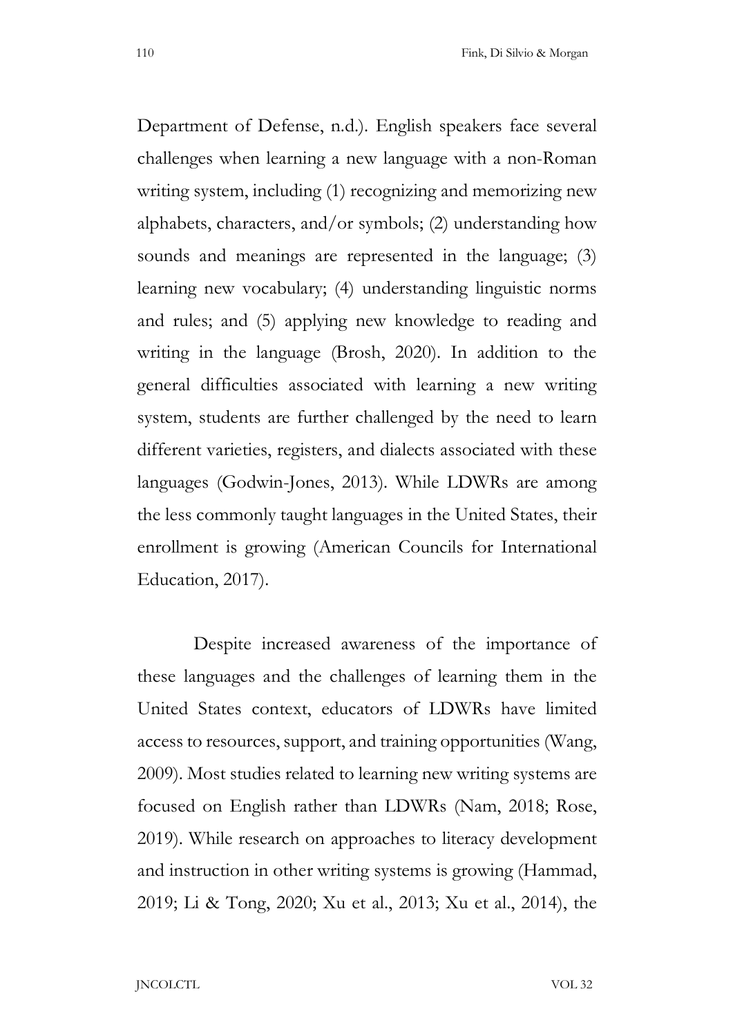Department of Defense, n.d.). English speakers face several challenges when learning a new language with a non-Roman writing system, including (1) recognizing and memorizing new alphabets, characters, and/or symbols; (2) understanding how sounds and meanings are represented in the language; (3) learning new vocabulary; (4) understanding linguistic norms and rules; and (5) applying new knowledge to reading and writing in the language (Brosh, 2020). In addition to the general difficulties associated with learning a new writing system, students are further challenged by the need to learn different varieties, registers, and dialects associated with these languages (Godwin-Jones, 2013). While LDWRs are among the less commonly taught languages in the United States, their enrollment is growing (American Councils for International Education, 2017).

Despite increased awareness of the importance of these languages and the challenges of learning them in the United States context, educators of LDWRs have limited access to resources, support, and training opportunities (Wang, 2009). Most studies related to learning new writing systems are focused on English rather than LDWRs (Nam, 2018; Rose, 2019). While research on approaches to literacy development and instruction in other writing systems is growing (Hammad, 2019; Li & Tong, 2020; Xu et al., 2013; Xu et al., 2014), the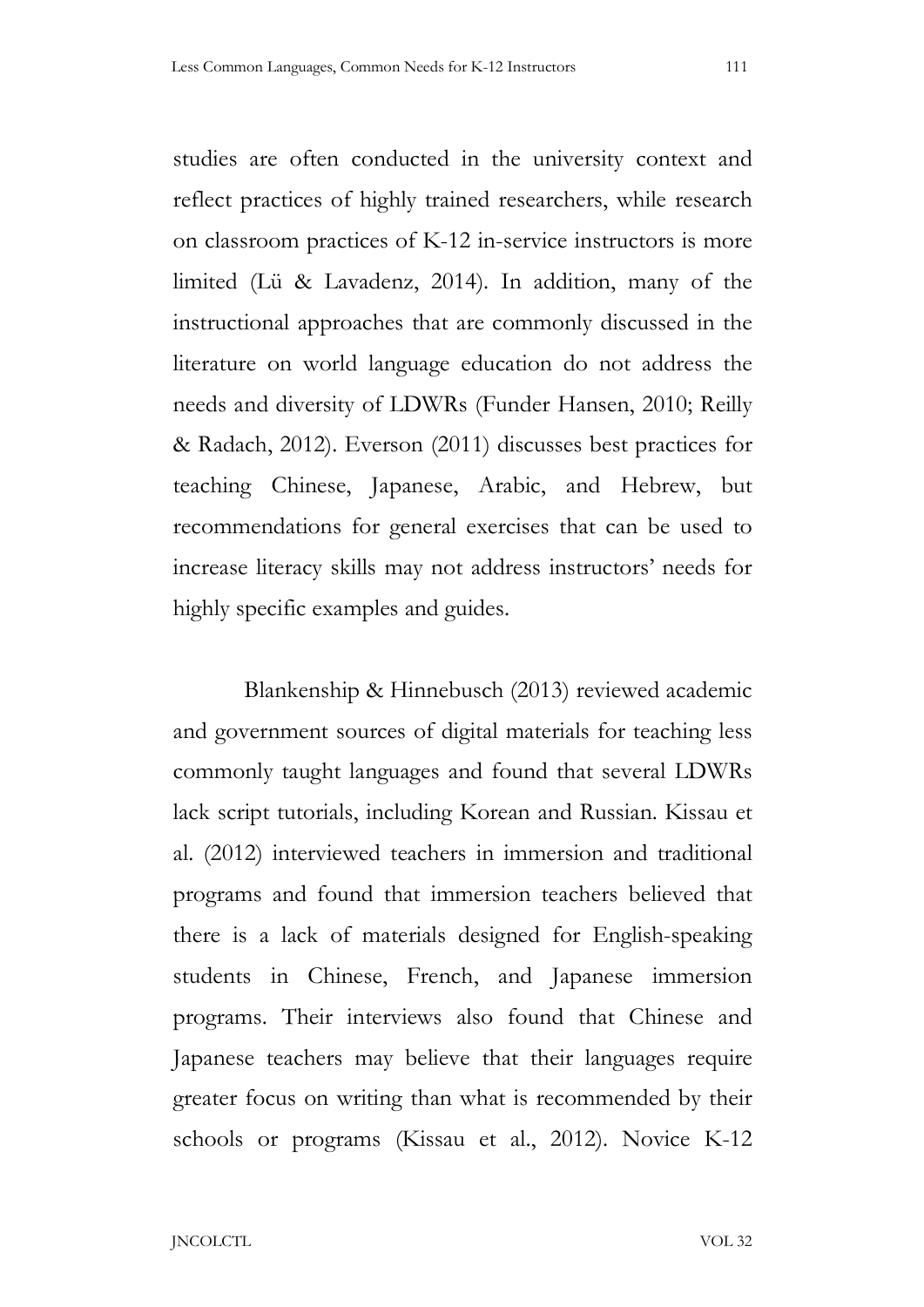studies are often conducted in the university context and reflect practices of highly trained researchers, while research on classroom practices of K-12 in-service instructors is more limited (Lü & Lavadenz, 2014). In addition, many of the instructional approaches that are commonly discussed in the literature on world language education do not address the needs and diversity of LDWRs (Funder Hansen, 2010; Reilly & Radach, 2012). Everson (2011) discusses best practices for teaching Chinese, Japanese, Arabic, and Hebrew, but recommendations for general exercises that can be used to increase literacy skills may not address instructors' needs for highly specific examples and guides.

Blankenship & Hinnebusch (2013) reviewed academic and government sources of digital materials for teaching less commonly taught languages and found that several LDWRs lack script tutorials, including Korean and Russian. Kissau et al. (2012) interviewed teachers in immersion and traditional programs and found that immersion teachers believed that there is a lack of materials designed for English-speaking students in Chinese, French, and Japanese immersion programs. Their interviews also found that Chinese and Japanese teachers may believe that their languages require greater focus on writing than what is recommended by their schools or programs (Kissau et al., 2012). Novice K-12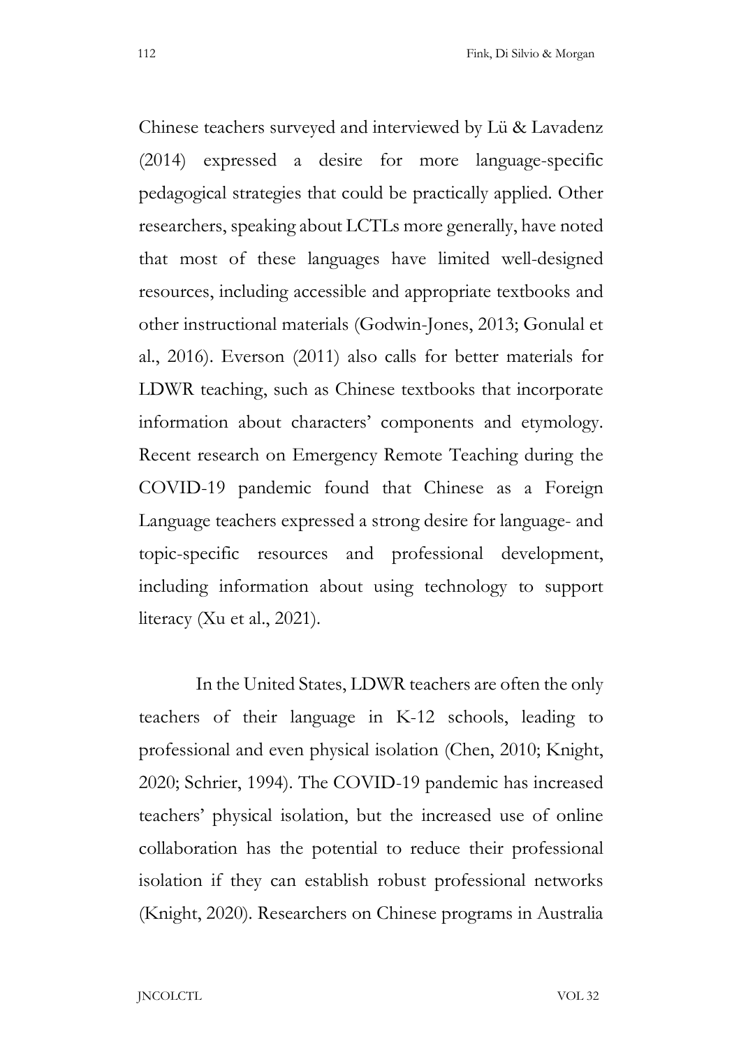Chinese teachers surveyed and interviewed by Lü & Lavadenz (2014) expressed a desire for more language-specific pedagogical strategies that could be practically applied. Other researchers, speaking about LCTLs more generally, have noted that most of these languages have limited well-designed resources, including accessible and appropriate textbooks and other instructional materials (Godwin-Jones, 2013; Gonulal et al., 2016). Everson (2011) also calls for better materials for LDWR teaching, such as Chinese textbooks that incorporate information about characters' components and etymology. Recent research on Emergency Remote Teaching during the COVID-19 pandemic found that Chinese as a Foreign Language teachers expressed a strong desire for language- and topic-specific resources and professional development, including information about using technology to support literacy (Xu et al., 2021).

In the United States, LDWR teachers are often the only teachers of their language in K-12 schools, leading to professional and even physical isolation (Chen, 2010; Knight, 2020; Schrier, 1994). The COVID-19 pandemic has increased teachers' physical isolation, but the increased use of online collaboration has the potential to reduce their professional isolation if they can establish robust professional networks (Knight, 2020). Researchers on Chinese programs in Australia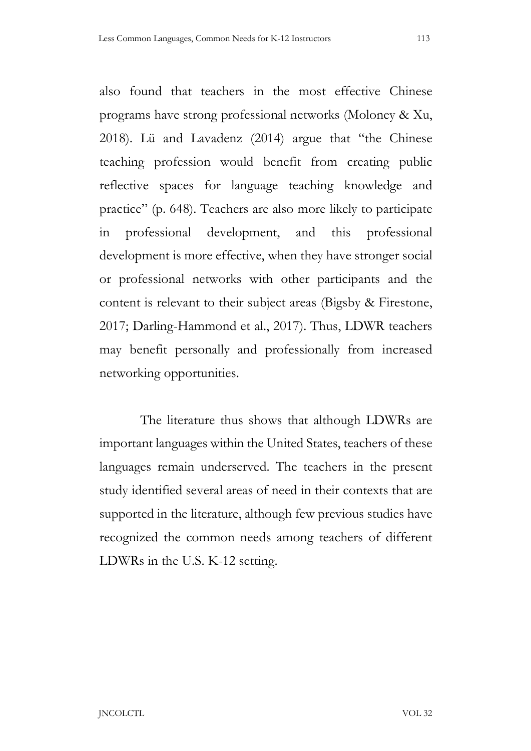also found that teachers in the most effective Chinese programs have strong professional networks (Moloney & Xu, 2018). Lü and Lavadenz (2014) argue that "the Chinese teaching profession would benefit from creating public reflective spaces for language teaching knowledge and practice" (p. 648). Teachers are also more likely to participate in professional development, and this professional development is more effective, when they have stronger social or professional networks with other participants and the content is relevant to their subject areas (Bigsby & Firestone, 2017; Darling-Hammond et al., 2017). Thus, LDWR teachers may benefit personally and professionally from increased networking opportunities.

The literature thus shows that although LDWRs are important languages within the United States, teachers of these languages remain underserved. The teachers in the present study identified several areas of need in their contexts that are supported in the literature, although few previous studies have recognized the common needs among teachers of different LDWRs in the U.S. K-12 setting.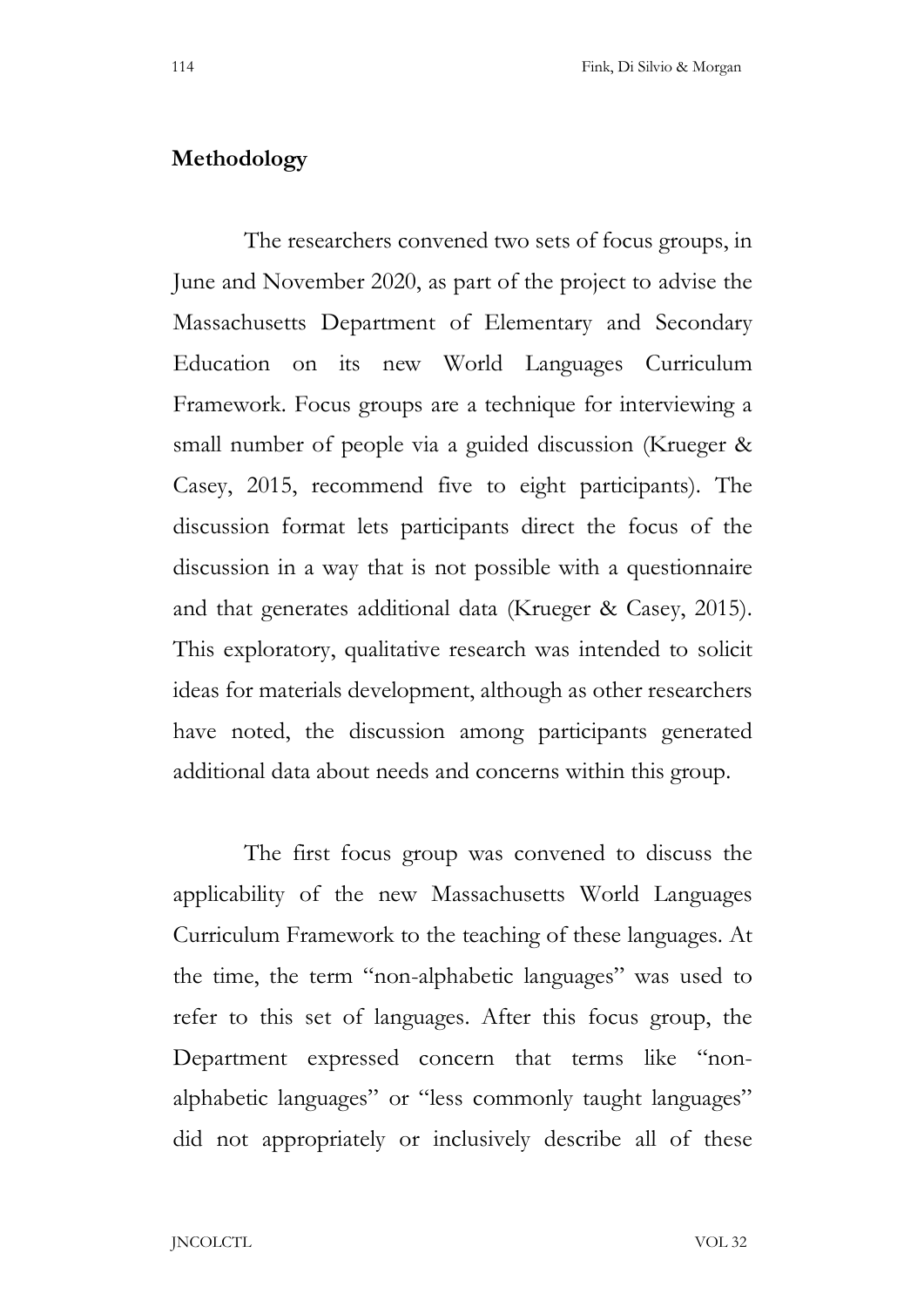## Methodology

The researchers convened two sets of focus groups, in June and November 2020, as part of the project to advise the Massachusetts Department of Elementary and Secondary Education on its new World Languages Curriculum Framework. Focus groups are a technique for interviewing a small number of people via a guided discussion (Krueger & Casey, 2015, recommend five to eight participants). The discussion format lets participants direct the focus of the discussion in a way that is not possible with a questionnaire and that generates additional data (Krueger & Casey, 2015). This exploratory, qualitative research was intended to solicit ideas for materials development, although as other researchers have noted, the discussion among participants generated additional data about needs and concerns within this group.

The first focus group was convened to discuss the applicability of the new Massachusetts World Languages Curriculum Framework to the teaching of these languages. At the time, the term "non-alphabetic languages" was used to refer to this set of languages. After this focus group, the Department expressed concern that terms like "non-alphabetic languages" or "less commonly taught languages" did not appropriately or inclusively describe all of these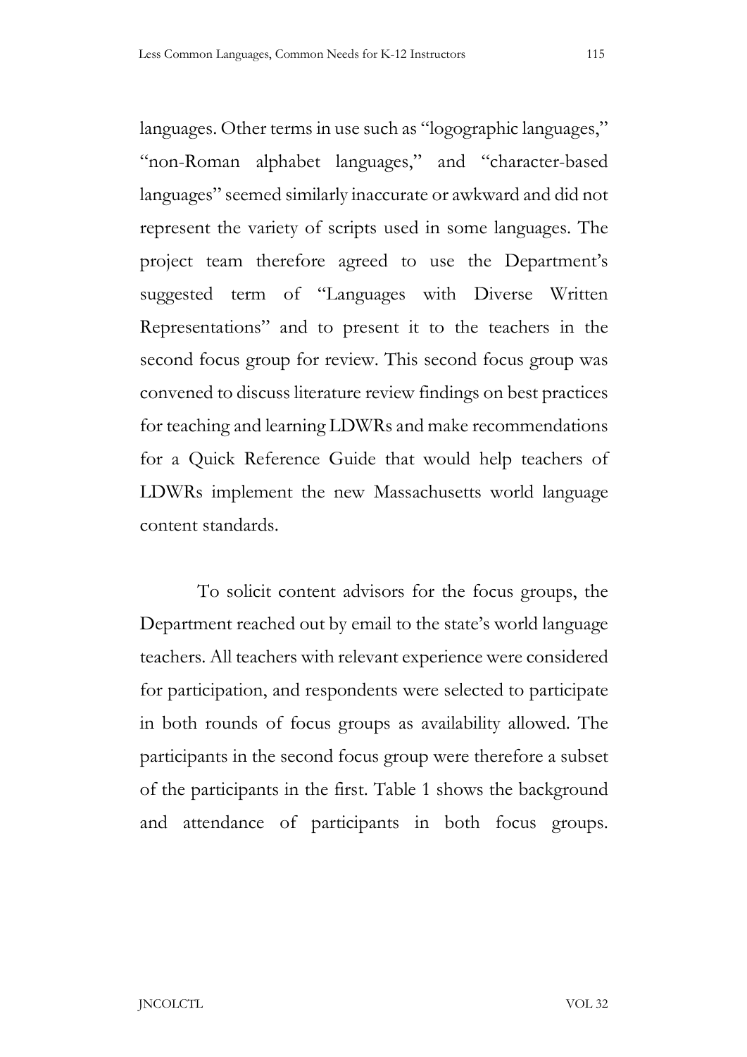languages. Other terms in use such as "logographic languages," "non-Roman alphabet languages," and "character-based languages" seemed similarly inaccurate or awkward and did not represent the variety of scripts used in some languages. The project team therefore agreed to use the Department's suggested term of "Languages with Diverse Written Representations" and to present it to the teachers in the second focus group for review. This second focus group was convened to discuss literature review findings on best practices for teaching and learning LDWRs and make recommendations for a Quick Reference Guide that would help teachers of LDWRs implement the new Massachusetts world language content standards.

To solicit content advisors for the focus groups, the Department reached out by email to the state's world language teachers. All teachers with relevant experience were considered for participation, and respondents were selected to participate in both rounds of focus groups as availability allowed. The participants in the second focus group were therefore a subset of the participants in the first. Table 1 shows the background and attendance of participants in both focus groups.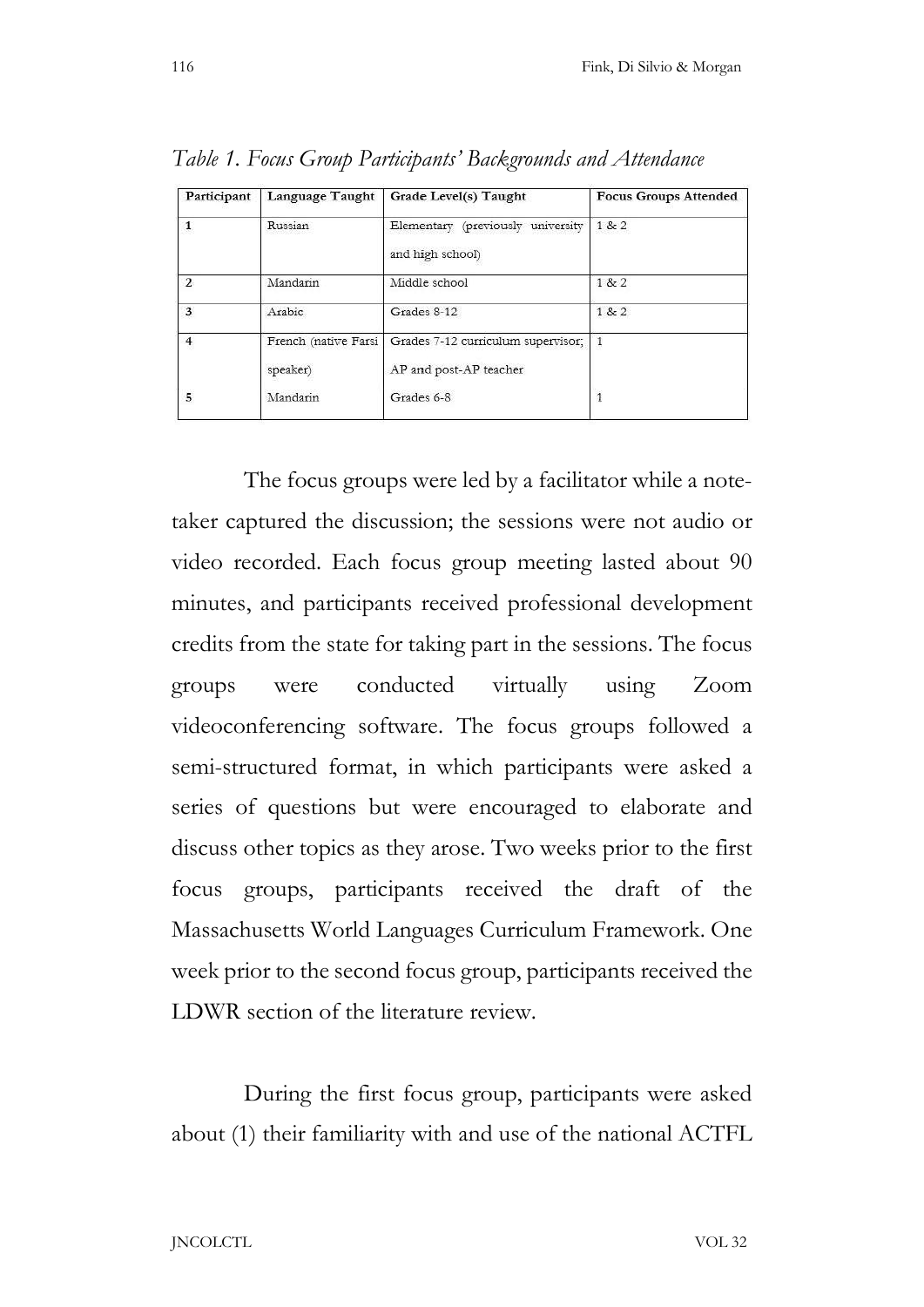*Table 1. Focus Group Participants' Backgrounds and Attendance*

| Participant | Language Taught | Grade Level(s) Taught | Focus Groups Attended |
|---|---|---|---|
| 1 | Russian | Elementary (previously university and high school) | 1 & 2 |
| 2 | Mandarin | Middle school | 1 & 2 |
| 3 | Arabic | Grades 8-12 | 1 & 2 |
| 4 | French (native Farsi speaker) | Grades 7-12 curriculum supervisor; AP and post-AP teacher | 1 |
| 5 | Mandarin | Grades 6-8 | 1 |

The focus groups were led by a facilitator while a note-taker captured the discussion; the sessions were not audio or video recorded. Each focus group meeting lasted about 90 minutes, and participants received professional development credits from the state for taking part in the sessions. The focus groups were conducted virtually using Zoom videoconferencing software. The focus groups followed a semi-structured format, in which participants were asked a series of questions but were encouraged to elaborate and discuss other topics as they arose. Two weeks prior to the first focus groups, participants received the draft of the Massachusetts World Languages Curriculum Framework. One week prior to the second focus group, participants received the LDWR section of the literature review.

During the first focus group, participants were asked about (1) their familiarity with and use of the national ACTFL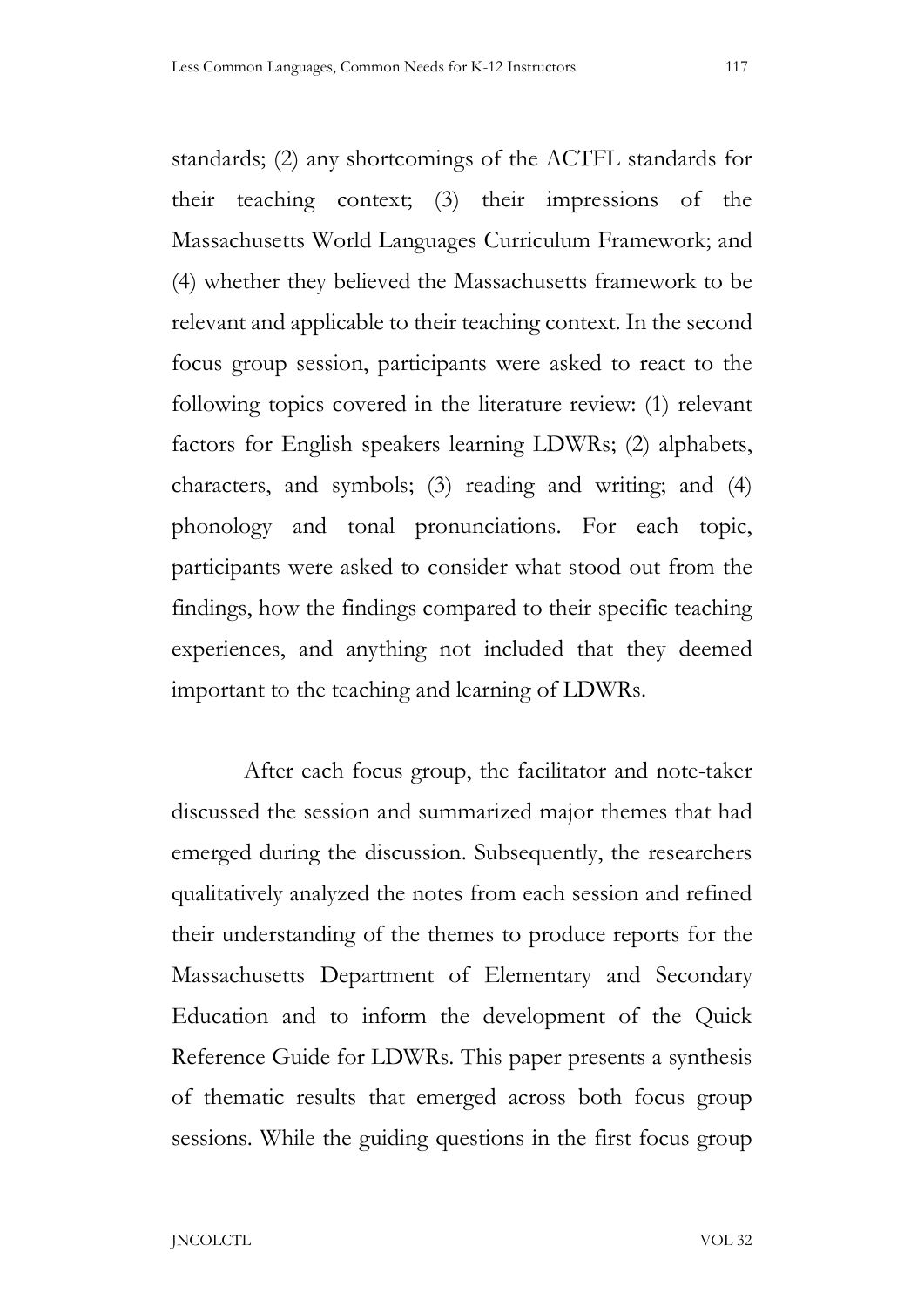standards; (2) any shortcomings of the ACTFL standards for their teaching context; (3) their impressions of the Massachusetts World Languages Curriculum Framework; and (4) whether they believed the Massachusetts framework to be relevant and applicable to their teaching context. In the second focus group session, participants were asked to react to the following topics covered in the literature review: (1) relevant factors for English speakers learning LDWRs; (2) alphabets, characters, and symbols; (3) reading and writing; and (4) phonology and tonal pronunciations. For each topic, participants were asked to consider what stood out from the findings, how the findings compared to their specific teaching experiences, and anything not included that they deemed important to the teaching and learning of LDWRs.

After each focus group, the facilitator and note-taker discussed the session and summarized major themes that had emerged during the discussion. Subsequently, the researchers qualitatively analyzed the notes from each session and refined their understanding of the themes to produce reports for the Massachusetts Department of Elementary and Secondary Education and to inform the development of the Quick Reference Guide for LDWRs. This paper presents a synthesis of thematic results that emerged across both focus group sessions. While the guiding questions in the first focus group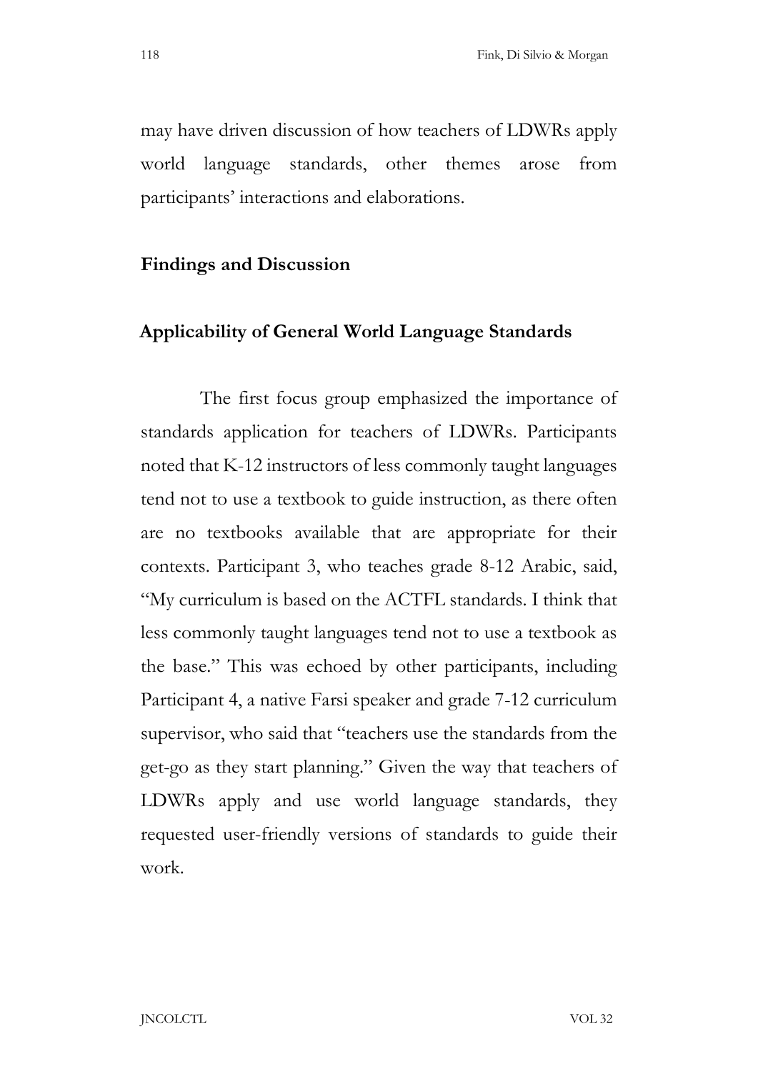may have driven discussion of how teachers of LDWRs apply world language standards, other themes arose from participants' interactions and elaborations.

## Findings and Discussion

### Applicability of General World Language Standards

The first focus group emphasized the importance of standards application for teachers of LDWRs. Participants noted that K-12 instructors of less commonly taught languages tend not to use a textbook to guide instruction, as there often are no textbooks available that are appropriate for their contexts. Participant 3, who teaches grade 8-12 Arabic, said, "My curriculum is based on the ACTFL standards. I think that less commonly taught languages tend not to use a textbook as the base." This was echoed by other participants, including Participant 4, a native Farsi speaker and grade 7-12 curriculum supervisor, who said that "teachers use the standards from the get-go as they start planning." Given the way that teachers of LDWRs apply and use world language standards, they requested user-friendly versions of standards to guide their work.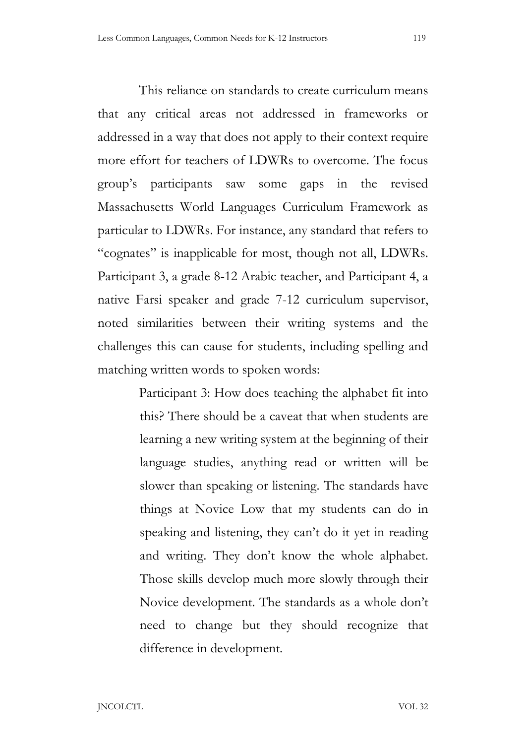This reliance on standards to create curriculum means that any critical areas not addressed in frameworks or addressed in a way that does not apply to their context require more effort for teachers of LDWRs to overcome. The focus group's participants saw some gaps in the revised Massachusetts World Languages Curriculum Framework as particular to LDWRs. For instance, any standard that refers to "cognates" is inapplicable for most, though not all, LDWRs. Participant 3, a grade 8-12 Arabic teacher, and Participant 4, a native Farsi speaker and grade 7-12 curriculum supervisor, noted similarities between their writing systems and the challenges this can cause for students, including spelling and matching written words to spoken words:

> Participant 3: How does teaching the alphabet fit into this? There should be a caveat that when students are learning a new writing system at the beginning of their language studies, anything read or written will be slower than speaking or listening. The standards have things at Novice Low that my students can do in speaking and listening, they can't do it yet in reading and writing. They don't know the whole alphabet. Those skills develop much more slowly through their Novice development. The standards as a whole don't need to change but they should recognize that difference in development.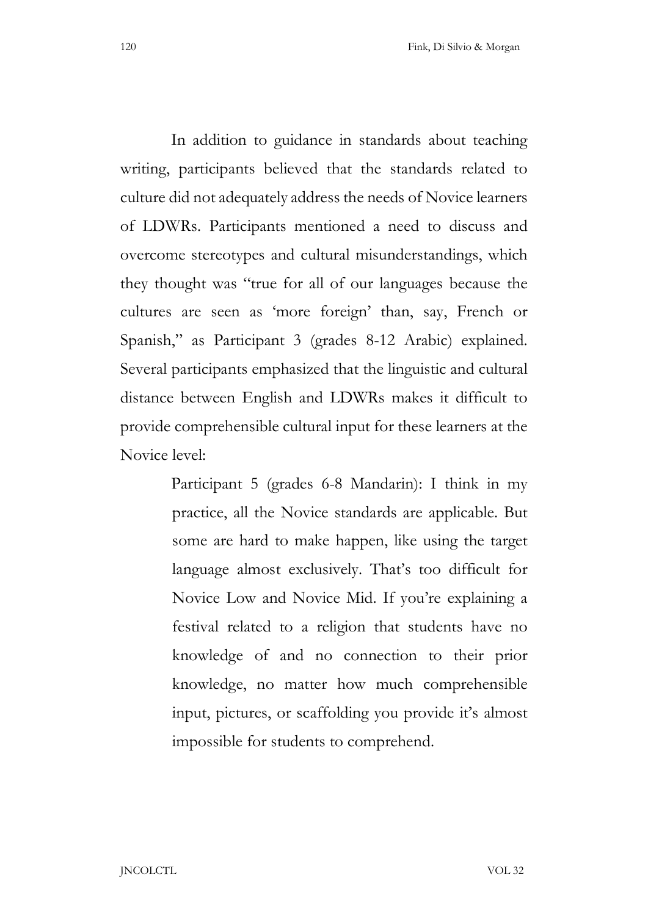In addition to guidance in standards about teaching writing, participants believed that the standards related to culture did not adequately address the needs of Novice learners of LDWRs. Participants mentioned a need to discuss and overcome stereotypes and cultural misunderstandings, which they thought was "true for all of our languages because the cultures are seen as 'more foreign' than, say, French or Spanish," as Participant 3 (grades 8-12 Arabic) explained. Several participants emphasized that the linguistic and cultural distance between English and LDWRs makes it difficult to provide comprehensible cultural input for these learners at the Novice level:

> Participant 5 (grades 6-8 Mandarin): I think in my practice, all the Novice standards are applicable. But some are hard to make happen, like using the target language almost exclusively. That's too difficult for Novice Low and Novice Mid. If you're explaining a festival related to a religion that students have no knowledge of and no connection to their prior knowledge, no matter how much comprehensible input, pictures, or scaffolding you provide it's almost impossible for students to comprehend.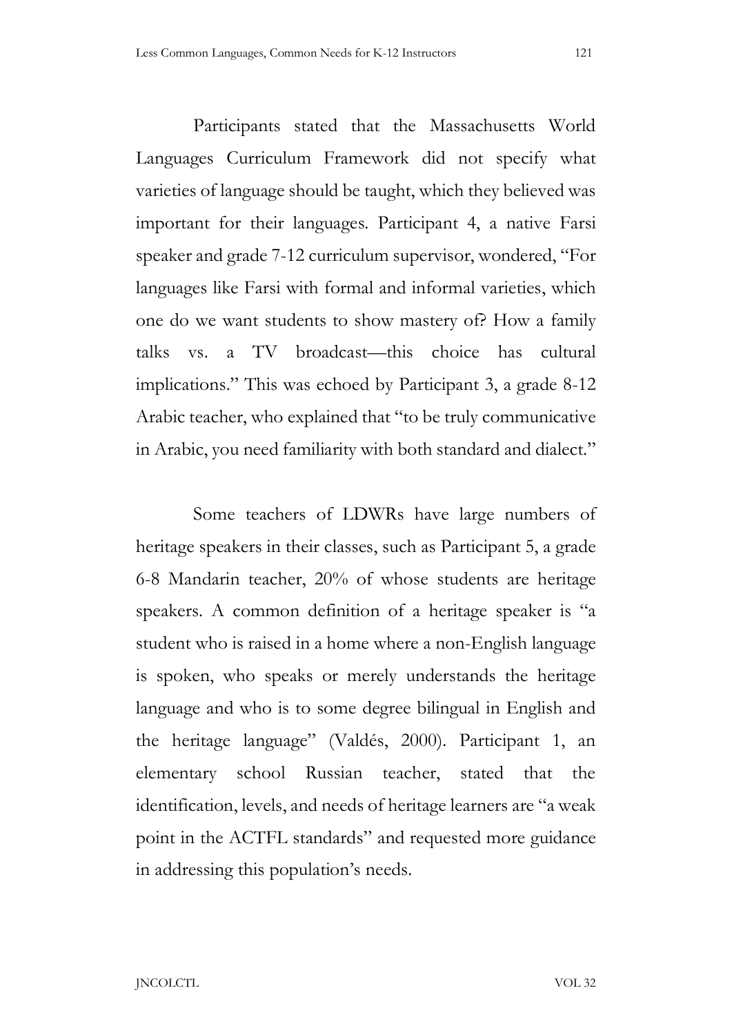Participants stated that the Massachusetts World Languages Curriculum Framework did not specify what varieties of language should be taught, which they believed was important for their languages. Participant 4, a native Farsi speaker and grade 7-12 curriculum supervisor, wondered, "For languages like Farsi with formal and informal varieties, which one do we want students to show mastery of? How a family talks vs. a TV broadcast—this choice has cultural implications." This was echoed by Participant 3, a grade 8-12 Arabic teacher, who explained that "to be truly communicative in Arabic, you need familiarity with both standard and dialect."

Some teachers of LDWRs have large numbers of heritage speakers in their classes, such as Participant 5, a grade 6-8 Mandarin teacher, 20% of whose students are heritage speakers. A common definition of a heritage speaker is "a student who is raised in a home where a non-English language is spoken, who speaks or merely understands the heritage language and who is to some degree bilingual in English and the heritage language" (Valdés, 2000). Participant 1, an elementary school Russian teacher, stated that the identification, levels, and needs of heritage learners are "a weak point in the ACTFL standards" and requested more guidance in addressing this population's needs.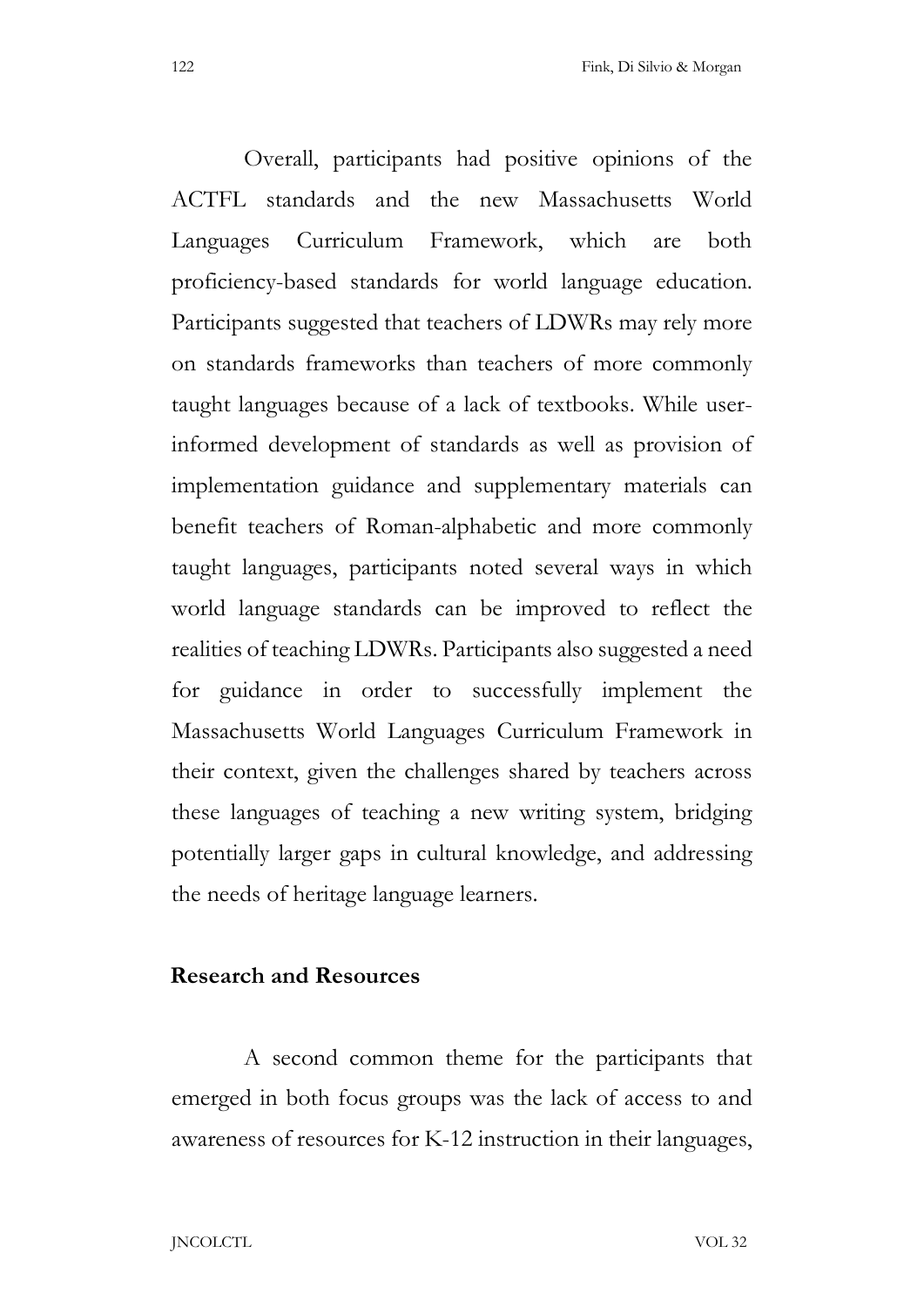Overall, participants had positive opinions of the ACTFL standards and the new Massachusetts World Languages Curriculum Framework, which are both proficiency-based standards for world language education. Participants suggested that teachers of LDWRs may rely more on standards frameworks than teachers of more commonly taught languages because of a lack of textbooks. While user-informed development of standards as well as provision of implementation guidance and supplementary materials can benefit teachers of Roman-alphabetic and more commonly taught languages, participants noted several ways in which world language standards can be improved to reflect the realities of teaching LDWRs. Participants also suggested a need for guidance in order to successfully implement the Massachusetts World Languages Curriculum Framework in their context, given the challenges shared by teachers across these languages of teaching a new writing system, bridging potentially larger gaps in cultural knowledge, and addressing the needs of heritage language learners.

**Research and Resources**

A second common theme for the participants that emerged in both focus groups was the lack of access to and awareness of resources for K-12 instruction in their languages,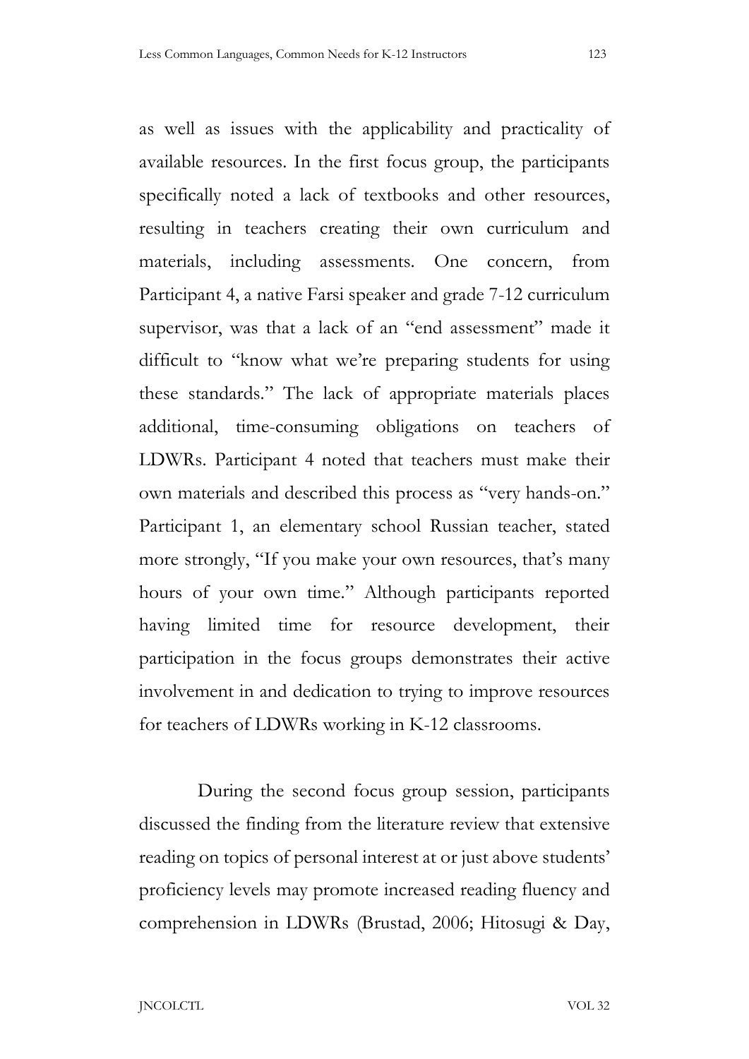as well as issues with the applicability and practicality of available resources. In the first focus group, the participants specifically noted a lack of textbooks and other resources, resulting in teachers creating their own curriculum and materials, including assessments. One concern, from Participant 4, a native Farsi speaker and grade 7-12 curriculum supervisor, was that a lack of an "end assessment" made it difficult to "know what we're preparing students for using these standards." The lack of appropriate materials places additional, time-consuming obligations on teachers of LDWRs. Participant 4 noted that teachers must make their own materials and described this process as "very hands-on." Participant 1, an elementary school Russian teacher, stated more strongly, "If you make your own resources, that's many hours of your own time." Although participants reported having limited time for resource development, their participation in the focus groups demonstrates their active involvement in and dedication to trying to improve resources for teachers of LDWRs working in K-12 classrooms.

During the second focus group session, participants discussed the finding from the literature review that extensive reading on topics of personal interest at or just above students' proficiency levels may promote increased reading fluency and comprehension in LDWRs (Brustad, 2006; Hitosugi & Day,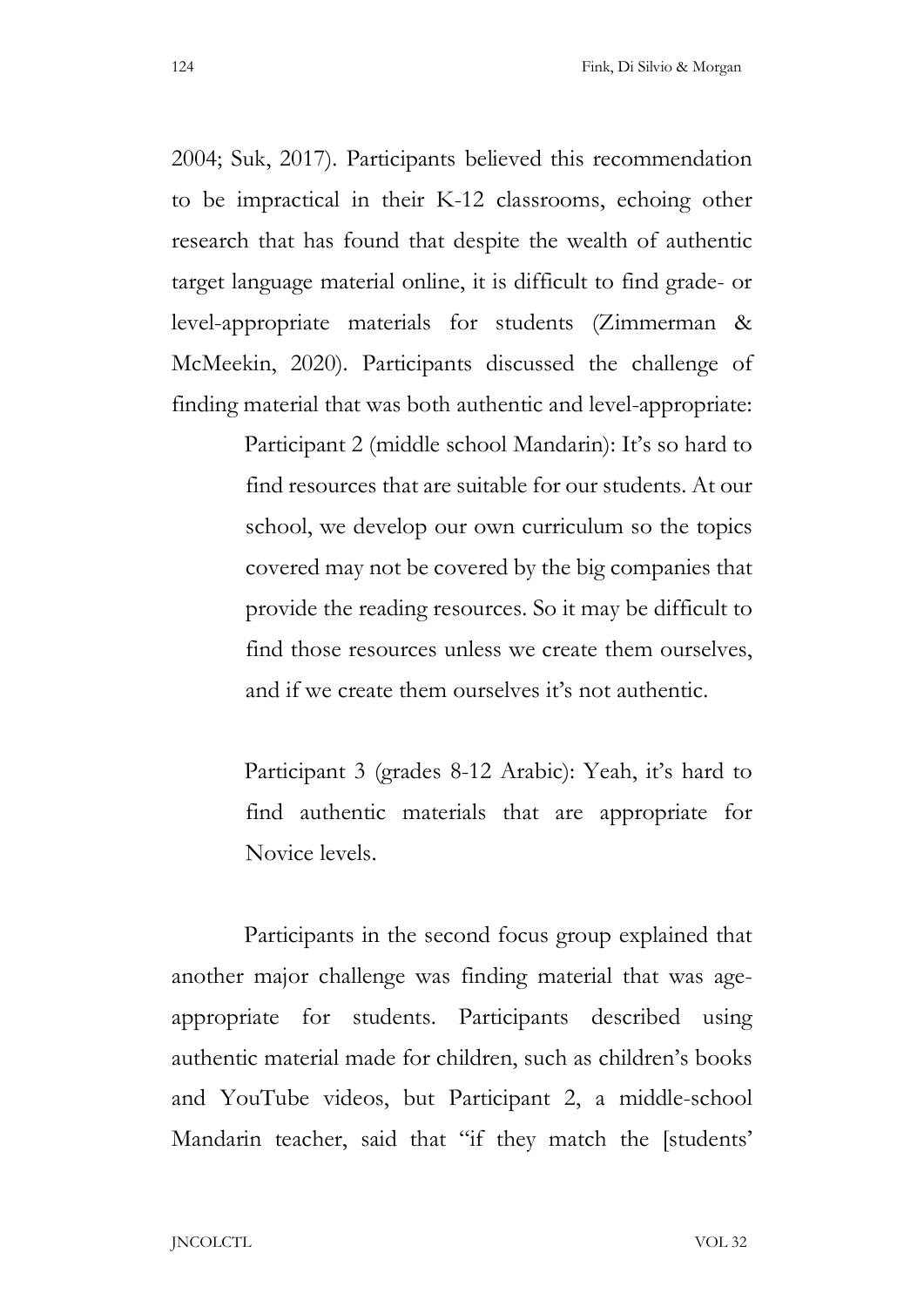2004; Suk, 2017). Participants believed this recommendation to be impractical in their K-12 classrooms, echoing other research that has found that despite the wealth of authentic target language material online, it is difficult to find grade- or level-appropriate materials for students (Zimmerman & McMeekin, 2020). Participants discussed the challenge of finding material that was both authentic and level-appropriate:

> Participant 2 (middle school Mandarin): It's so hard to find resources that are suitable for our students. At our school, we develop our own curriculum so the topics covered may not be covered by the big companies that provide the reading resources. So it may be difficult to find those resources unless we create them ourselves, and if we create them ourselves it's not authentic.
>
> Participant 3 (grades 8-12 Arabic): Yeah, it's hard to find authentic materials that are appropriate for Novice levels.

Participants in the second focus group explained that another major challenge was finding material that was age-appropriate for students. Participants described using authentic material made for children, such as children's books and YouTube videos, but Participant 2, a middle-school Mandarin teacher, said that "if they match the [students'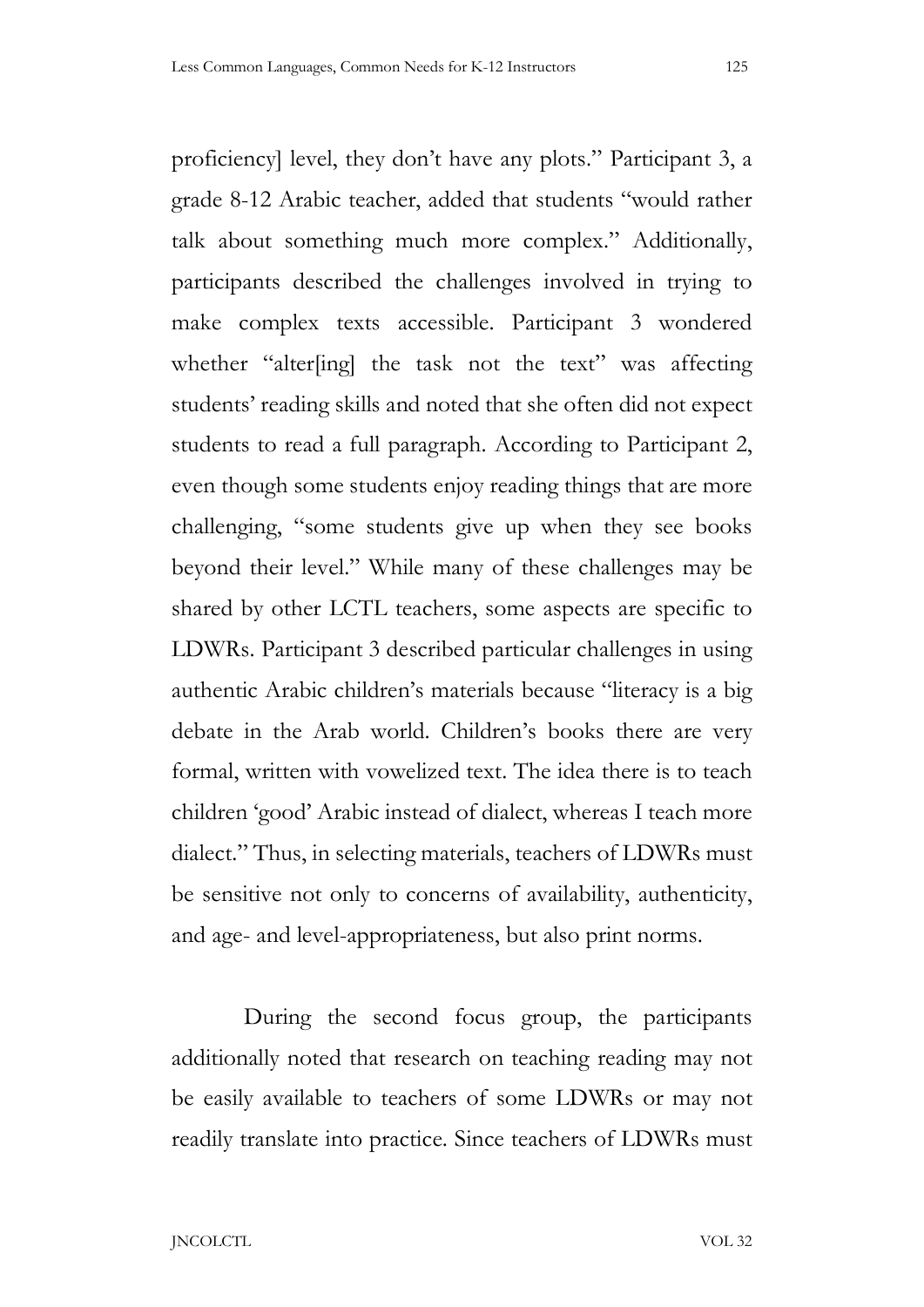proficiency] level, they don't have any plots." Participant 3, a grade 8-12 Arabic teacher, added that students "would rather talk about something much more complex." Additionally, participants described the challenges involved in trying to make complex texts accessible. Participant 3 wondered whether "alter[ing] the task not the text" was affecting students' reading skills and noted that she often did not expect students to read a full paragraph. According to Participant 2, even though some students enjoy reading things that are more challenging, "some students give up when they see books beyond their level." While many of these challenges may be shared by other LCTL teachers, some aspects are specific to LDWRs. Participant 3 described particular challenges in using authentic Arabic children's materials because "literacy is a big debate in the Arab world. Children's books there are very formal, written with vowelized text. The idea there is to teach children 'good' Arabic instead of dialect, whereas I teach more dialect." Thus, in selecting materials, teachers of LDWRs must be sensitive not only to concerns of availability, authenticity, and age- and level-appropriateness, but also print norms.

During the second focus group, the participants additionally noted that research on teaching reading may not be easily available to teachers of some LDWRs or may not readily translate into practice. Since teachers of LDWRs must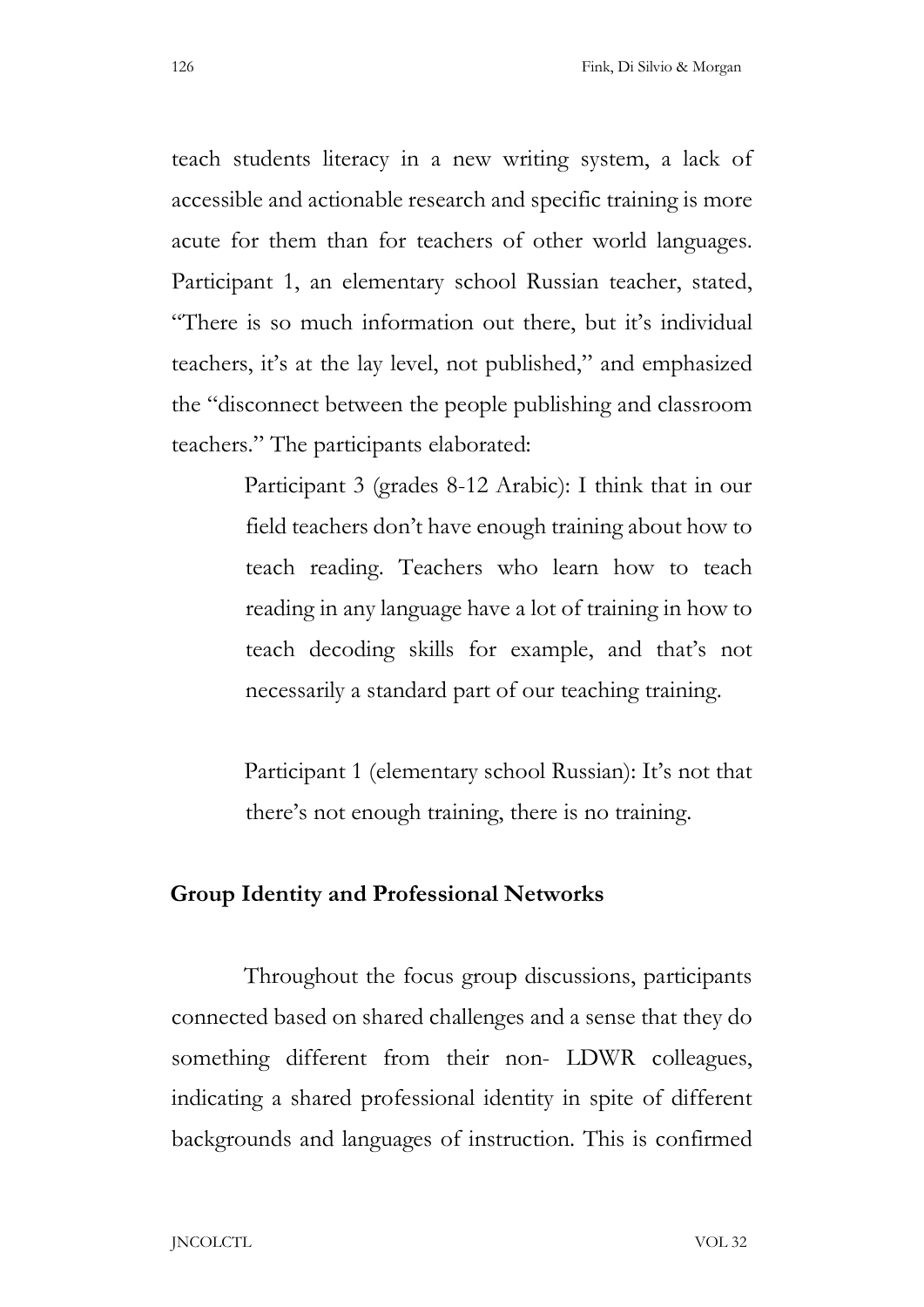teach students literacy in a new writing system, a lack of accessible and actionable research and specific training is more acute for them than for teachers of other world languages. Participant 1, an elementary school Russian teacher, stated, "There is so much information out there, but it's individual teachers, it's at the lay level, not published," and emphasized the "disconnect between the people publishing and classroom teachers." The participants elaborated:

> Participant 3 (grades 8-12 Arabic): I think that in our field teachers don't have enough training about how to teach reading. Teachers who learn how to teach reading in any language have a lot of training in how to teach decoding skills for example, and that's not necessarily a standard part of our teaching training.
>
> Participant 1 (elementary school Russian): It's not that there's not enough training, there is no training.

## Group Identity and Professional Networks

Throughout the focus group discussions, participants connected based on shared challenges and a sense that they do something different from their non- LDWR colleagues, indicating a shared professional identity in spite of different backgrounds and languages of instruction. This is confirmed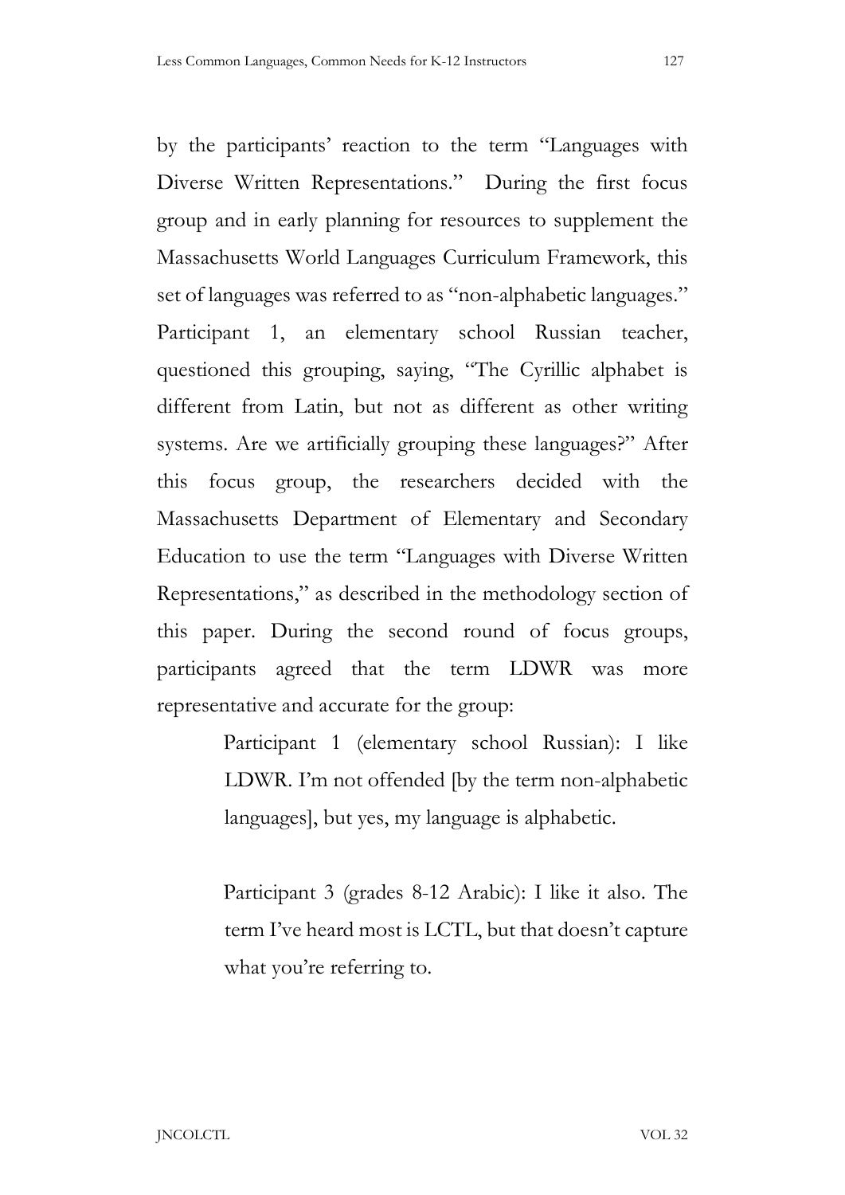by the participants' reaction to the term "Languages with Diverse Written Representations." During the first focus group and in early planning for resources to supplement the Massachusetts World Languages Curriculum Framework, this set of languages was referred to as "non-alphabetic languages." Participant 1, an elementary school Russian teacher, questioned this grouping, saying, "The Cyrillic alphabet is different from Latin, but not as different as other writing systems. Are we artificially grouping these languages?" After this focus group, the researchers decided with the Massachusetts Department of Elementary and Secondary Education to use the term "Languages with Diverse Written Representations," as described in the methodology section of this paper. During the second round of focus groups, participants agreed that the term LDWR was more representative and accurate for the group:

> Participant 1 (elementary school Russian): I like LDWR. I'm not offended [by the term non-alphabetic languages], but yes, my language is alphabetic.
>
> Participant 3 (grades 8-12 Arabic): I like it also. The term I've heard most is LCTL, but that doesn't capture what you're referring to.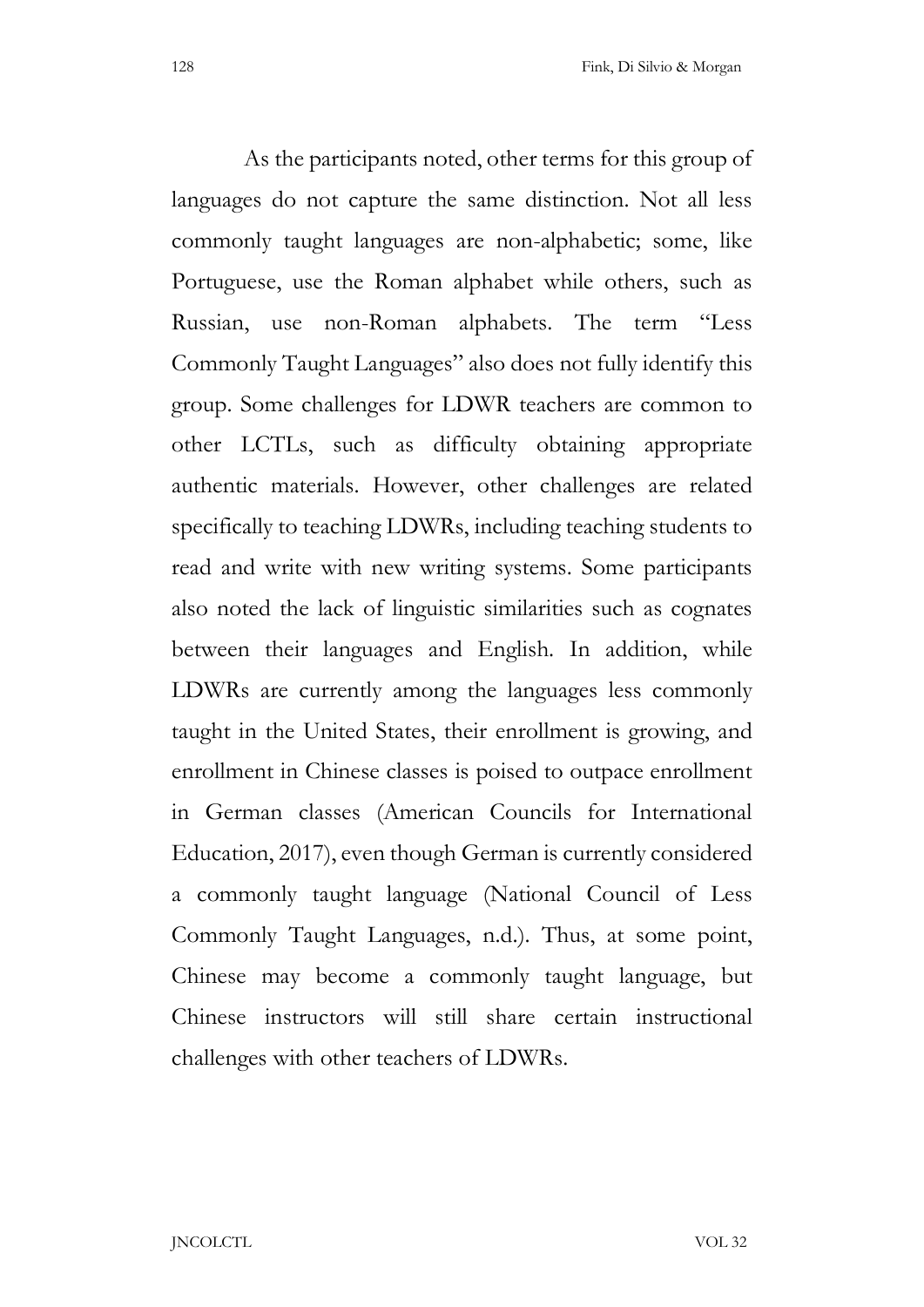As the participants noted, other terms for this group of languages do not capture the same distinction. Not all less commonly taught languages are non-alphabetic; some, like Portuguese, use the Roman alphabet while others, such as Russian, use non-Roman alphabets. The term "Less Commonly Taught Languages" also does not fully identify this group. Some challenges for LDWR teachers are common to other LCTLs, such as difficulty obtaining appropriate authentic materials. However, other challenges are related specifically to teaching LDWRs, including teaching students to read and write with new writing systems. Some participants also noted the lack of linguistic similarities such as cognates between their languages and English. In addition, while LDWRs are currently among the languages less commonly taught in the United States, their enrollment is growing, and enrollment in Chinese classes is poised to outpace enrollment in German classes (American Councils for International Education, 2017), even though German is currently considered a commonly taught language (National Council of Less Commonly Taught Languages, n.d.). Thus, at some point, Chinese may become a commonly taught language, but Chinese instructors will still share certain instructional challenges with other teachers of LDWRs.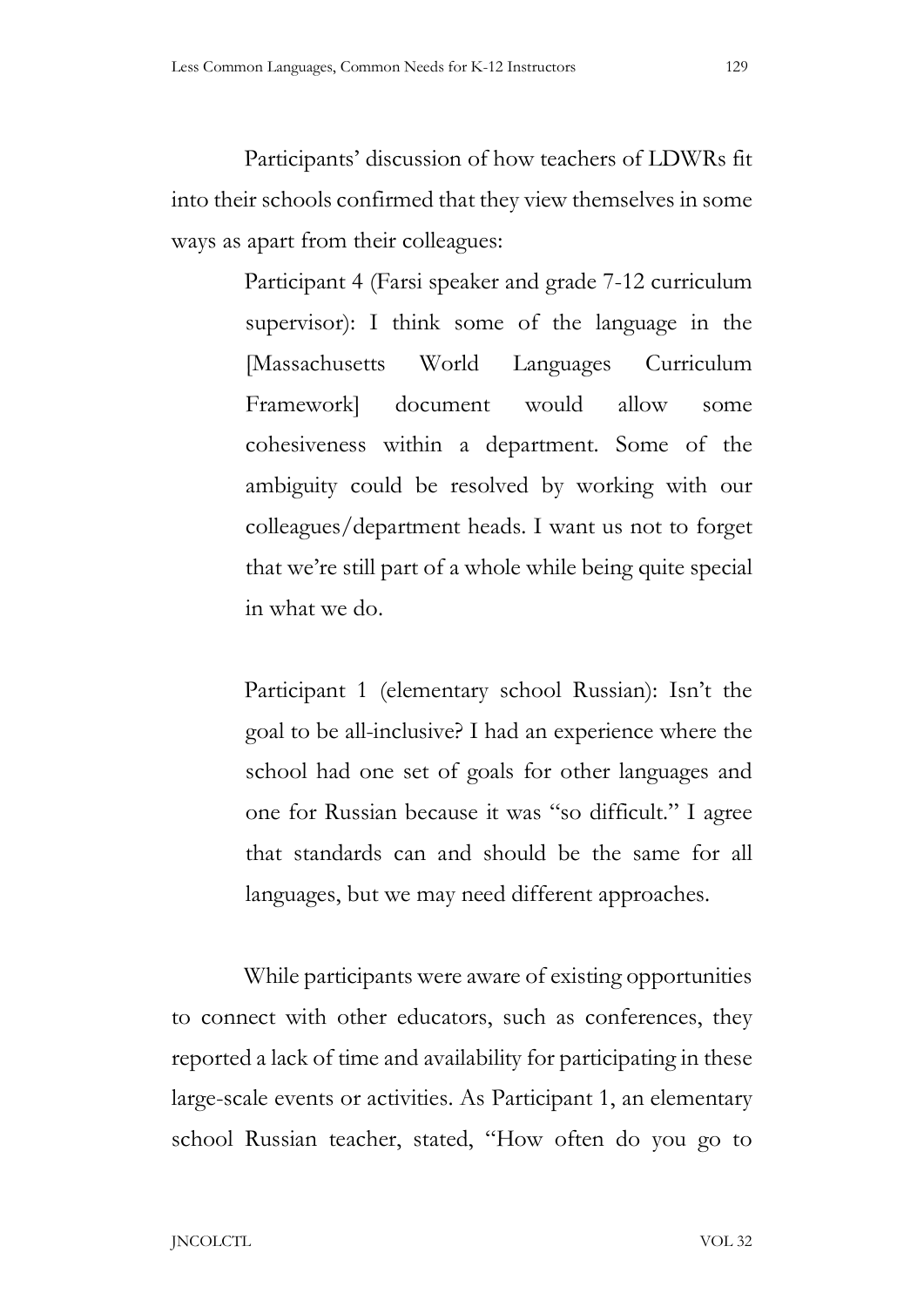Participants' discussion of how teachers of LDWRs fit into their schools confirmed that they view themselves in some ways as apart from their colleagues:

> Participant 4 (Farsi speaker and grade 7-12 curriculum supervisor): I think some of the language in the [Massachusetts World Languages Curriculum Framework] document would allow some cohesiveness within a department. Some of the ambiguity could be resolved by working with our colleagues/department heads. I want us not to forget that we're still part of a whole while being quite special in what we do.
>
> Participant 1 (elementary school Russian): Isn't the goal to be all-inclusive? I had an experience where the school had one set of goals for other languages and one for Russian because it was "so difficult." I agree that standards can and should be the same for all languages, but we may need different approaches.

While participants were aware of existing opportunities to connect with other educators, such as conferences, they reported a lack of time and availability for participating in these large-scale events or activities. As Participant 1, an elementary school Russian teacher, stated, "How often do you go to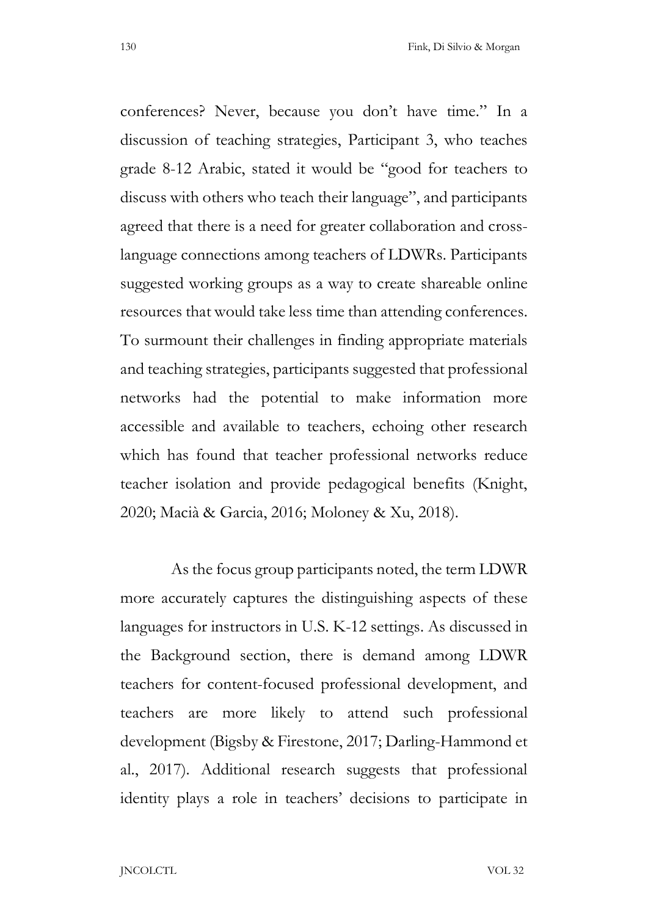conferences? Never, because you don't have time." In a discussion of teaching strategies, Participant 3, who teaches grade 8-12 Arabic, stated it would be "good for teachers to discuss with others who teach their language", and participants agreed that there is a need for greater collaboration and cross-language connections among teachers of LDWRs. Participants suggested working groups as a way to create shareable online resources that would take less time than attending conferences. To surmount their challenges in finding appropriate materials and teaching strategies, participants suggested that professional networks had the potential to make information more accessible and available to teachers, echoing other research which has found that teacher professional networks reduce teacher isolation and provide pedagogical benefits (Knight, 2020; Macià & Garcia, 2016; Moloney & Xu, 2018).

As the focus group participants noted, the term LDWR more accurately captures the distinguishing aspects of these languages for instructors in U.S. K-12 settings. As discussed in the Background section, there is demand among LDWR teachers for content-focused professional development, and teachers are more likely to attend such professional development (Bigsby & Firestone, 2017; Darling-Hammond et al., 2017). Additional research suggests that professional identity plays a role in teachers' decisions to participate in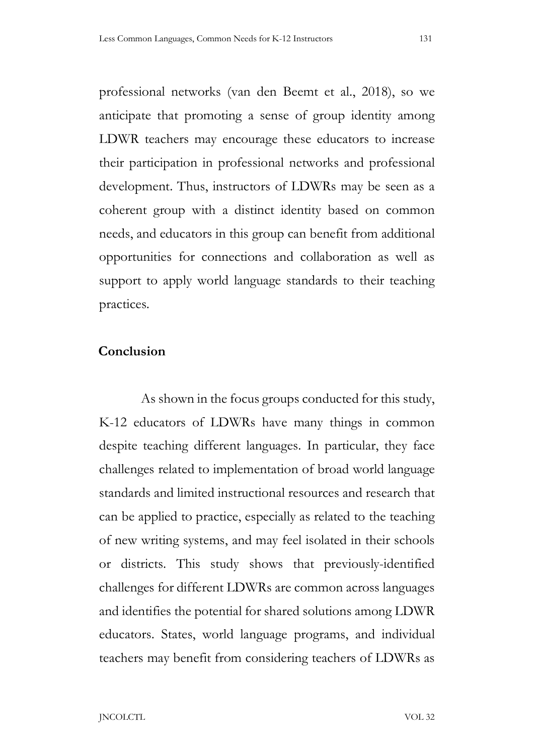professional networks (van den Beemt et al., 2018), so we anticipate that promoting a sense of group identity among LDWR teachers may encourage these educators to increase their participation in professional networks and professional development. Thus, instructors of LDWRs may be seen as a coherent group with a distinct identity based on common needs, and educators in this group can benefit from additional opportunities for connections and collaboration as well as support to apply world language standards to their teaching practices.

## Conclusion

As shown in the focus groups conducted for this study, K-12 educators of LDWRs have many things in common despite teaching different languages. In particular, they face challenges related to implementation of broad world language standards and limited instructional resources and research that can be applied to practice, especially as related to the teaching of new writing systems, and may feel isolated in their schools or districts. This study shows that previously-identified challenges for different LDWRs are common across languages and identifies the potential for shared solutions among LDWR educators. States, world language programs, and individual teachers may benefit from considering teachers of LDWRs as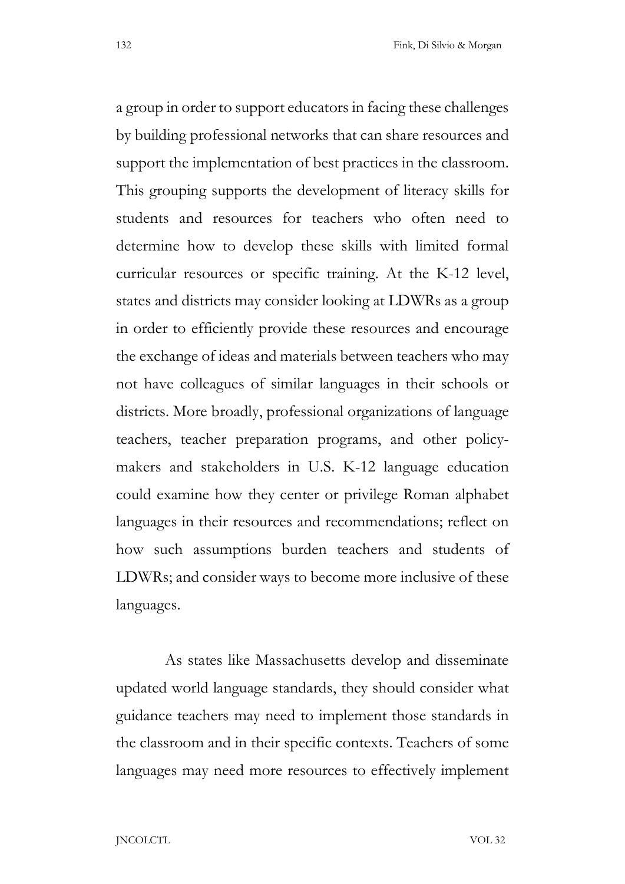a group in order to support educators in facing these challenges by building professional networks that can share resources and support the implementation of best practices in the classroom. This grouping supports the development of literacy skills for students and resources for teachers who often need to determine how to develop these skills with limited formal curricular resources or specific training. At the K-12 level, states and districts may consider looking at LDWRs as a group in order to efficiently provide these resources and encourage the exchange of ideas and materials between teachers who may not have colleagues of similar languages in their schools or districts. More broadly, professional organizations of language teachers, teacher preparation programs, and other policy-makers and stakeholders in U.S. K-12 language education could examine how they center or privilege Roman alphabet languages in their resources and recommendations; reflect on how such assumptions burden teachers and students of LDWRs; and consider ways to become more inclusive of these languages.

As states like Massachusetts develop and disseminate updated world language standards, they should consider what guidance teachers may need to implement those standards in the classroom and in their specific contexts. Teachers of some languages may need more resources to effectively implement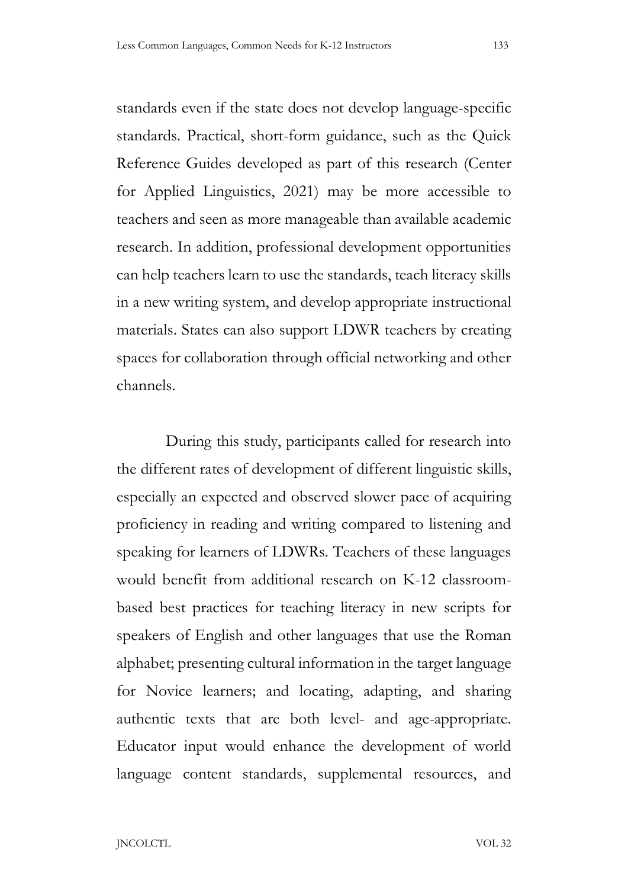standards even if the state does not develop language-specific standards. Practical, short-form guidance, such as the Quick Reference Guides developed as part of this research (Center for Applied Linguistics, 2021) may be more accessible to teachers and seen as more manageable than available academic research. In addition, professional development opportunities can help teachers learn to use the standards, teach literacy skills in a new writing system, and develop appropriate instructional materials. States can also support LDWR teachers by creating spaces for collaboration through official networking and other channels.

During this study, participants called for research into the different rates of development of different linguistic skills, especially an expected and observed slower pace of acquiring proficiency in reading and writing compared to listening and speaking for learners of LDWRs. Teachers of these languages would benefit from additional research on K-12 classroom-based best practices for teaching literacy in new scripts for speakers of English and other languages that use the Roman alphabet; presenting cultural information in the target language for Novice learners; and locating, adapting, and sharing authentic texts that are both level- and age-appropriate. Educator input would enhance the development of world language content standards, supplemental resources, and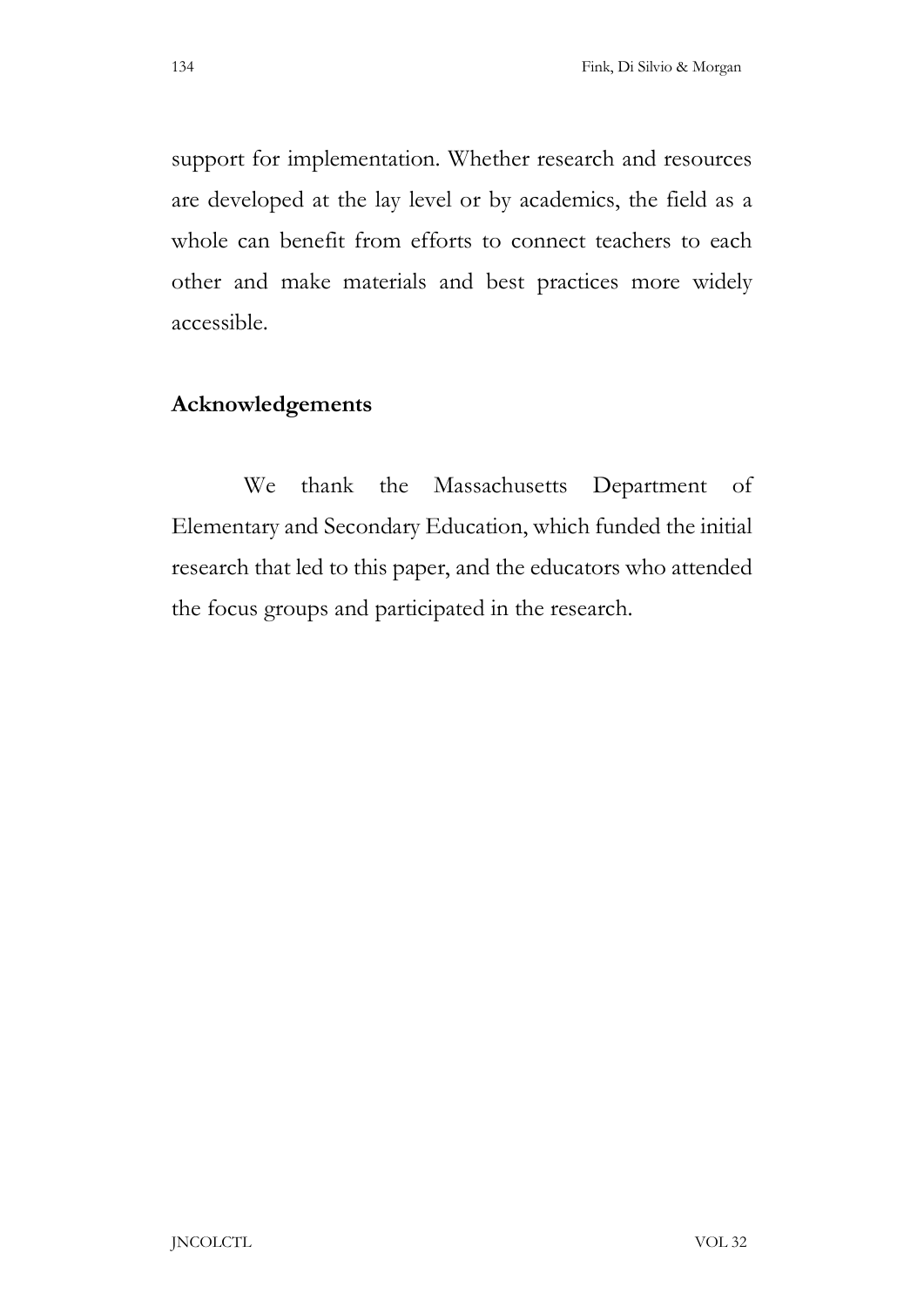support for implementation. Whether research and resources are developed at the lay level or by academics, the field as a whole can benefit from efforts to connect teachers to each other and make materials and best practices more widely accessible.

## Acknowledgements

We thank the Massachusetts Department of Elementary and Secondary Education, which funded the initial research that led to this paper, and the educators who attended the focus groups and participated in the research.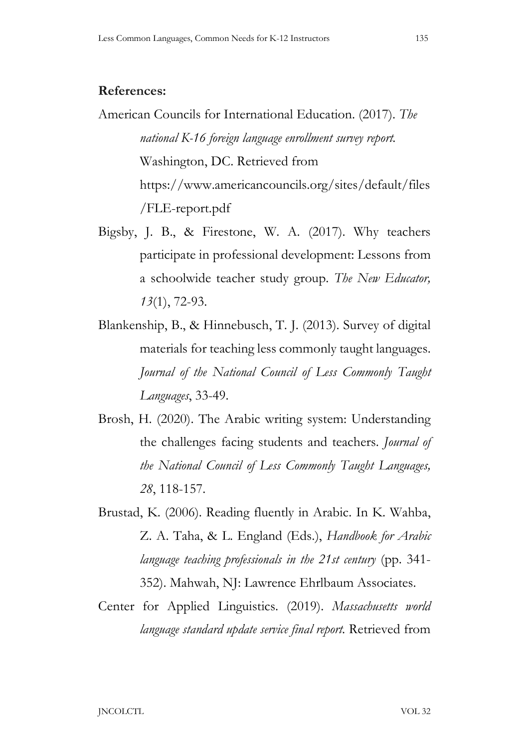**References:**

American Councils for International Education. (2017). *The national K-16 foreign language enrollment survey report.* Washington, DC. Retrieved from https://www.americancouncils.org/sites/default/files/FLE-report.pdf

Bigsby, J. B., & Firestone, W. A. (2017). Why teachers participate in professional development: Lessons from a schoolwide teacher study group. *The New Educator, 13*(1), 72-93.

Blankenship, B., & Hinnebusch, T. J. (2013). Survey of digital materials for teaching less commonly taught languages. *Journal of the National Council of Less Commonly Taught Languages*, 33-49.

Brosh, H. (2020). The Arabic writing system: Understanding the challenges facing students and teachers. *Journal of the National Council of Less Commonly Taught Languages, 28*, 118-157.

Brustad, K. (2006). Reading fluently in Arabic. In K. Wahba, Z. A. Taha, & L. England (Eds.), *Handbook for Arabic language teaching professionals in the 21st century* (pp. 341-352). Mahwah, NJ: Lawrence Ehrlbaum Associates.

Center for Applied Linguistics. (2019). *Massachusetts world language standard update service final report.* Retrieved from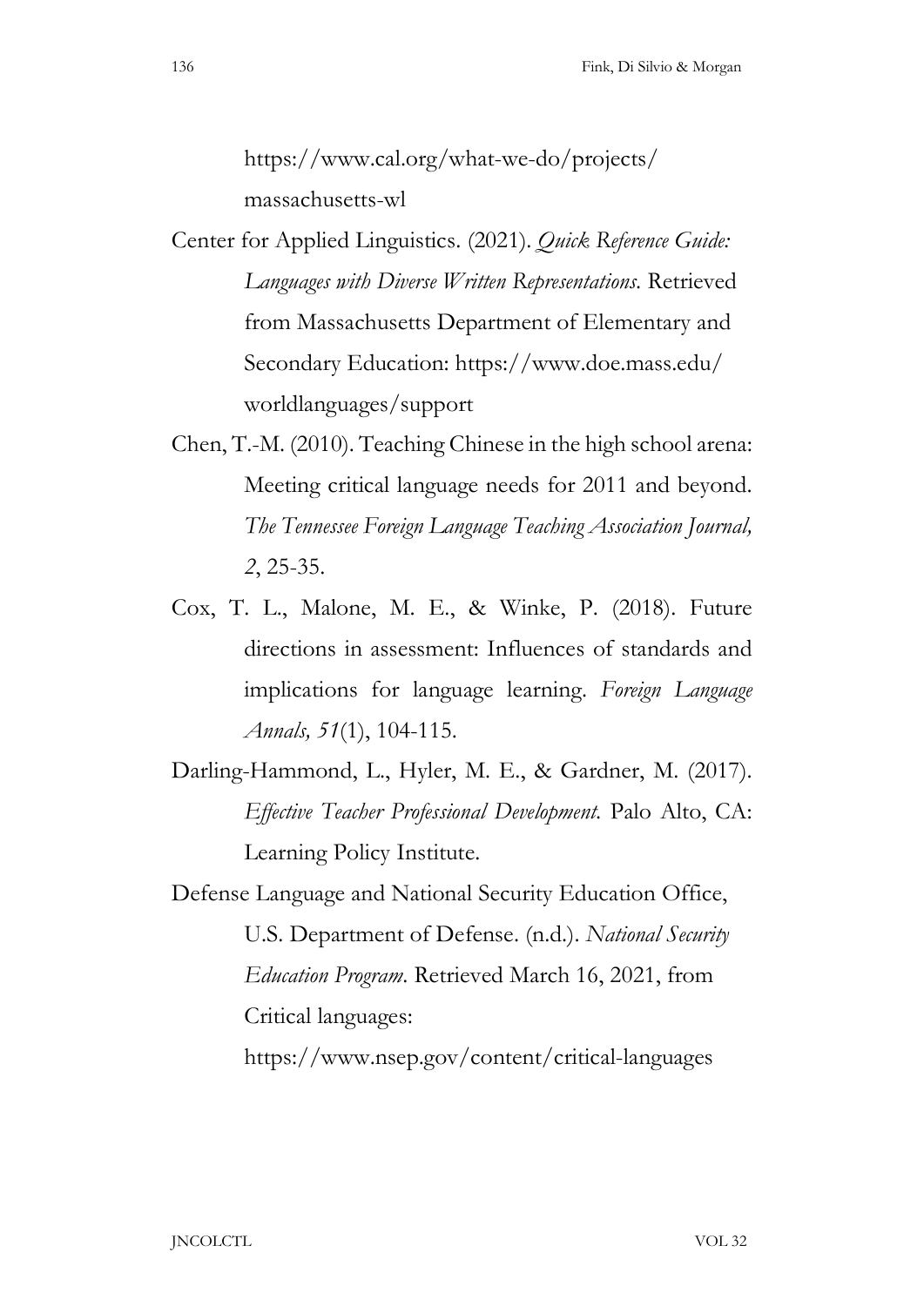https://www.cal.org/what-we-do/projects/massachusetts-wl

Center for Applied Linguistics. (2021). *Quick Reference Guide: Languages with Diverse Written Representations.* Retrieved from Massachusetts Department of Elementary and Secondary Education: https://www.doe.mass.edu/worldlanguages/support

Chen, T.-M. (2010). Teaching Chinese in the high school arena: Meeting critical language needs for 2011 and beyond. *The Tennessee Foreign Language Teaching Association Journal, 2*, 25-35.

Cox, T. L., Malone, M. E., & Winke, P. (2018). Future directions in assessment: Influences of standards and implications for language learning. *Foreign Language Annals, 51*(1), 104-115.

Darling-Hammond, L., Hyler, M. E., & Gardner, M. (2017). *Effective Teacher Professional Development.* Palo Alto, CA: Learning Policy Institute.

Defense Language and National Security Education Office, U.S. Department of Defense. (n.d.). *National Security Education Program*. Retrieved March 16, 2021, from Critical languages: https://www.nsep.gov/content/critical-languages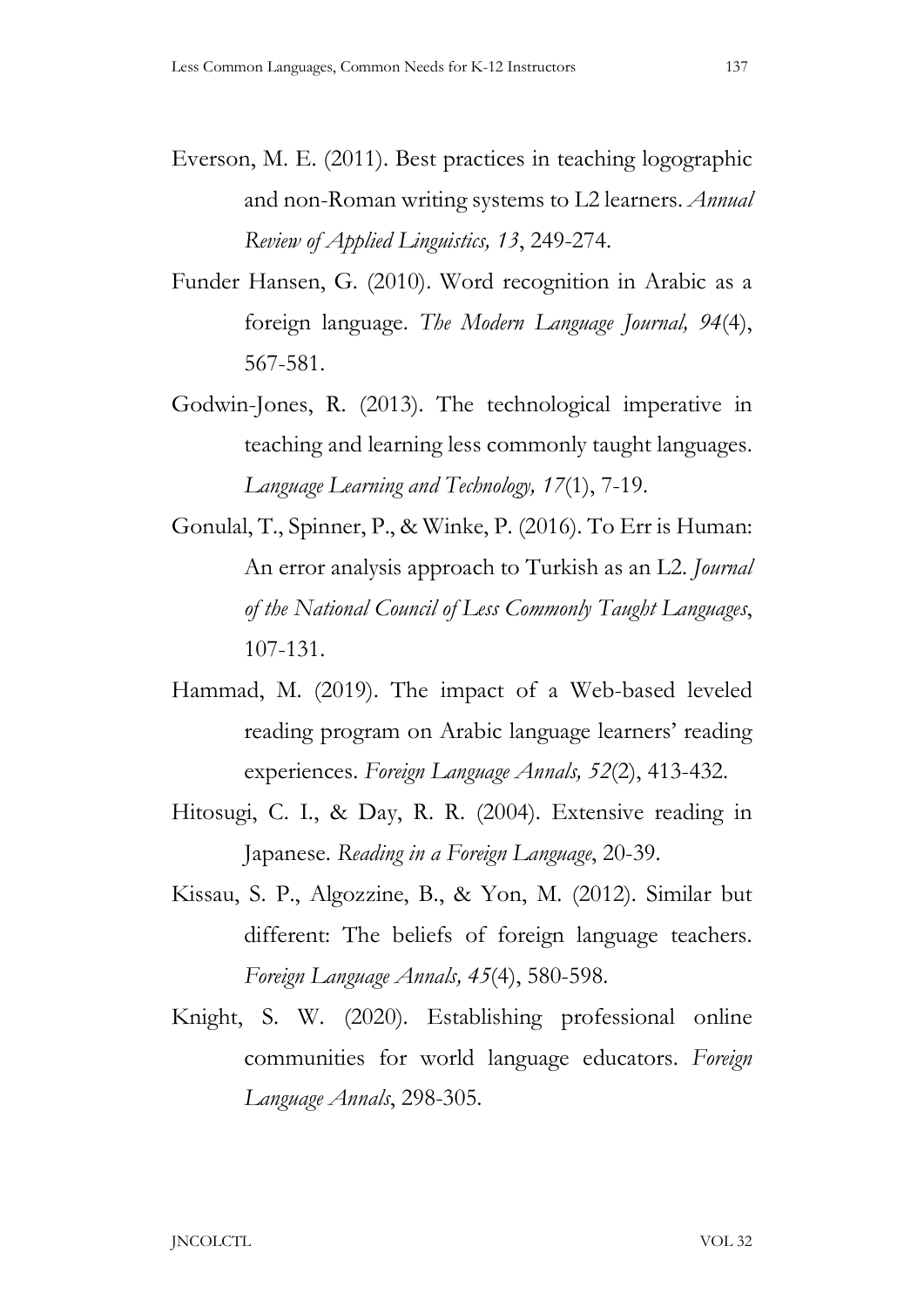Everson, M. E. (2011). Best practices in teaching logographic and non-Roman writing systems to L2 learners. *Annual Review of Applied Linguistics, 13*, 249-274.

Funder Hansen, G. (2010). Word recognition in Arabic as a foreign language. *The Modern Language Journal, 94*(4), 567-581.

Godwin-Jones, R. (2013). The technological imperative in teaching and learning less commonly taught languages. *Language Learning and Technology, 17*(1), 7-19.

Gonulal, T., Spinner, P., & Winke, P. (2016). To Err is Human: An error analysis approach to Turkish as an L2. *Journal of the National Council of Less Commonly Taught Languages*, 107-131.

Hammad, M. (2019). The impact of a Web-based leveled reading program on Arabic language learners' reading experiences. *Foreign Language Annals, 52*(2), 413-432.

Hitosugi, C. I., & Day, R. R. (2004). Extensive reading in Japanese. *Reading in a Foreign Language*, 20-39.

Kissau, S. P., Algozzine, B., & Yon, M. (2012). Similar but different: The beliefs of foreign language teachers. *Foreign Language Annals, 45*(4), 580-598.

Knight, S. W. (2020). Establishing professional online communities for world language educators. *Foreign Language Annals*, 298-305.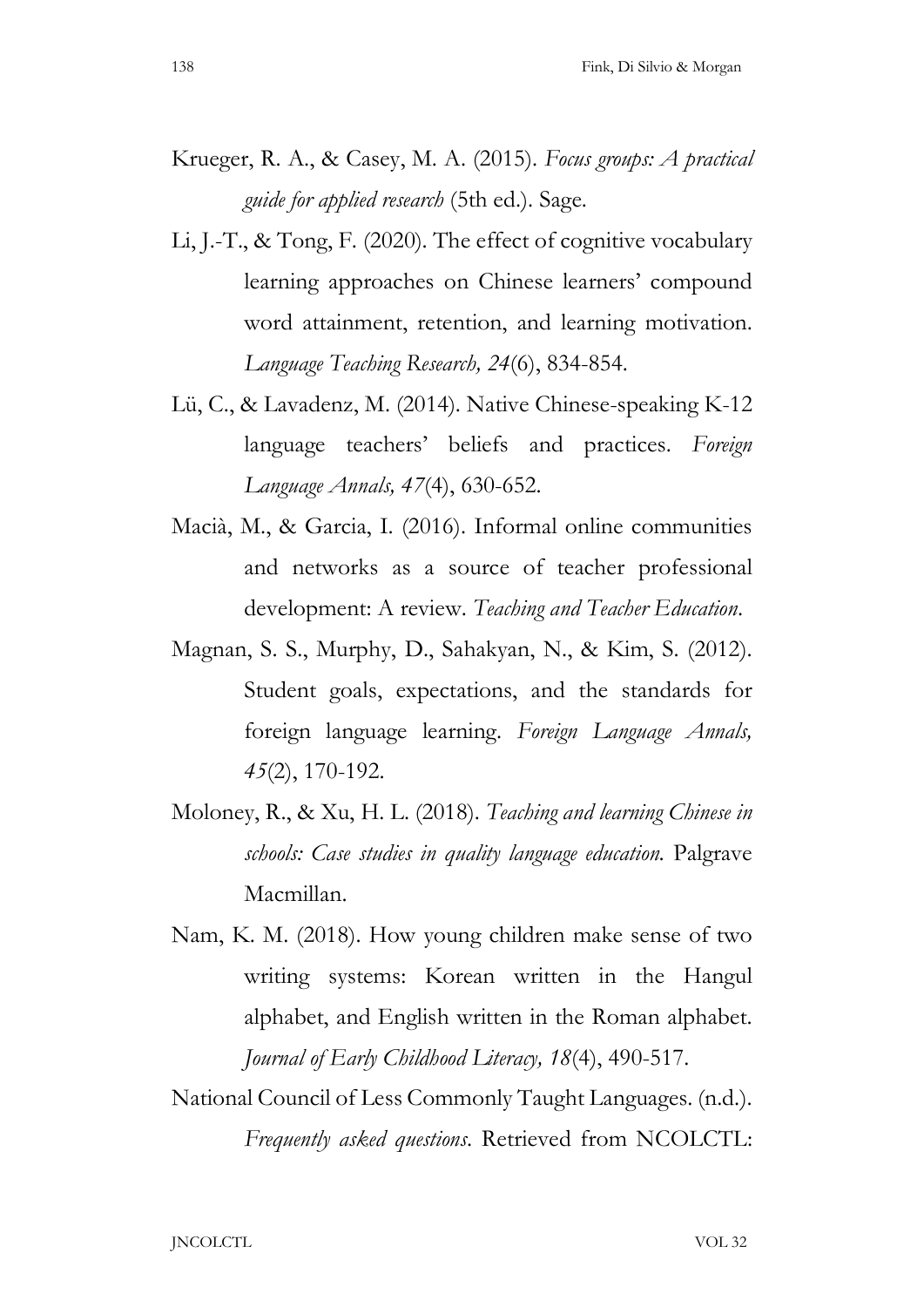Krueger, R. A., & Casey, M. A. (2015). *Focus groups: A practical guide for applied research* (5th ed.). Sage.

Li, J.-T., & Tong, F. (2020). The effect of cognitive vocabulary learning approaches on Chinese learners' compound word attainment, retention, and learning motivation. *Language Teaching Research, 24*(6), 834-854.

Lü, C., & Lavadenz, M. (2014). Native Chinese-speaking K-12 language teachers' beliefs and practices. *Foreign Language Annals, 47*(4), 630-652.

Macià, M., & Garcia, I. (2016). Informal online communities and networks as a source of teacher professional development: A review. *Teaching and Teacher Education*.

Magnan, S. S., Murphy, D., Sahakyan, N., & Kim, S. (2012). Student goals, expectations, and the standards for foreign language learning. *Foreign Language Annals, 45*(2), 170-192.

Moloney, R., & Xu, H. L. (2018). *Teaching and learning Chinese in schools: Case studies in quality language education.* Palgrave Macmillan.

Nam, K. M. (2018). How young children make sense of two writing systems: Korean written in the Hangul alphabet, and English written in the Roman alphabet. *Journal of Early Childhood Literacy, 18*(4), 490-517.

National Council of Less Commonly Taught Languages. (n.d.). *Frequently asked questions*. Retrieved from NCOLCTL: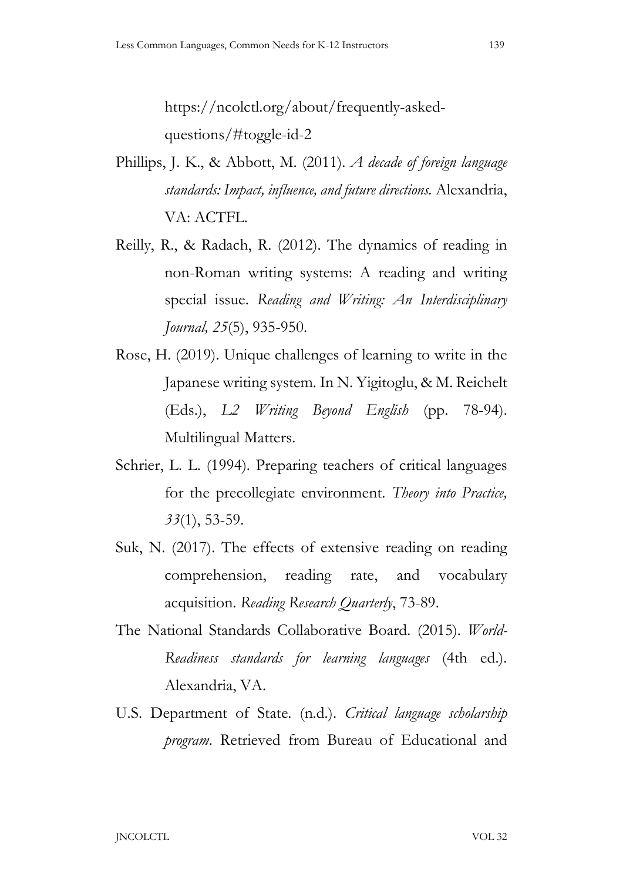https://ncolctl.org/about/frequently-asked-questions/#toggle-id-2

Phillips, J. K., & Abbott, M. (2011). *A decade of foreign language standards: Impact, influence, and future directions.* Alexandria, VA: ACTFL.

Reilly, R., & Radach, R. (2012). The dynamics of reading in non-Roman writing systems: A reading and writing special issue. *Reading and Writing: An Interdisciplinary Journal, 25*(5), 935-950.

Rose, H. (2019). Unique challenges of learning to write in the Japanese writing system. In N. Yigitoglu, & M. Reichelt (Eds.), *L2 Writing Beyond English* (pp. 78-94). Multilingual Matters.

Schrier, L. L. (1994). Preparing teachers of critical languages for the precollegiate environment. *Theory into Practice, 33*(1), 53-59.

Suk, N. (2017). The effects of extensive reading on reading comprehension, reading rate, and vocabulary acquisition. *Reading Research Quarterly*, 73-89.

The National Standards Collaborative Board. (2015). *World-Readiness standards for learning languages* (4th ed.). Alexandria, VA.

U.S. Department of State. (n.d.). *Critical language scholarship program*. Retrieved from Bureau of Educational and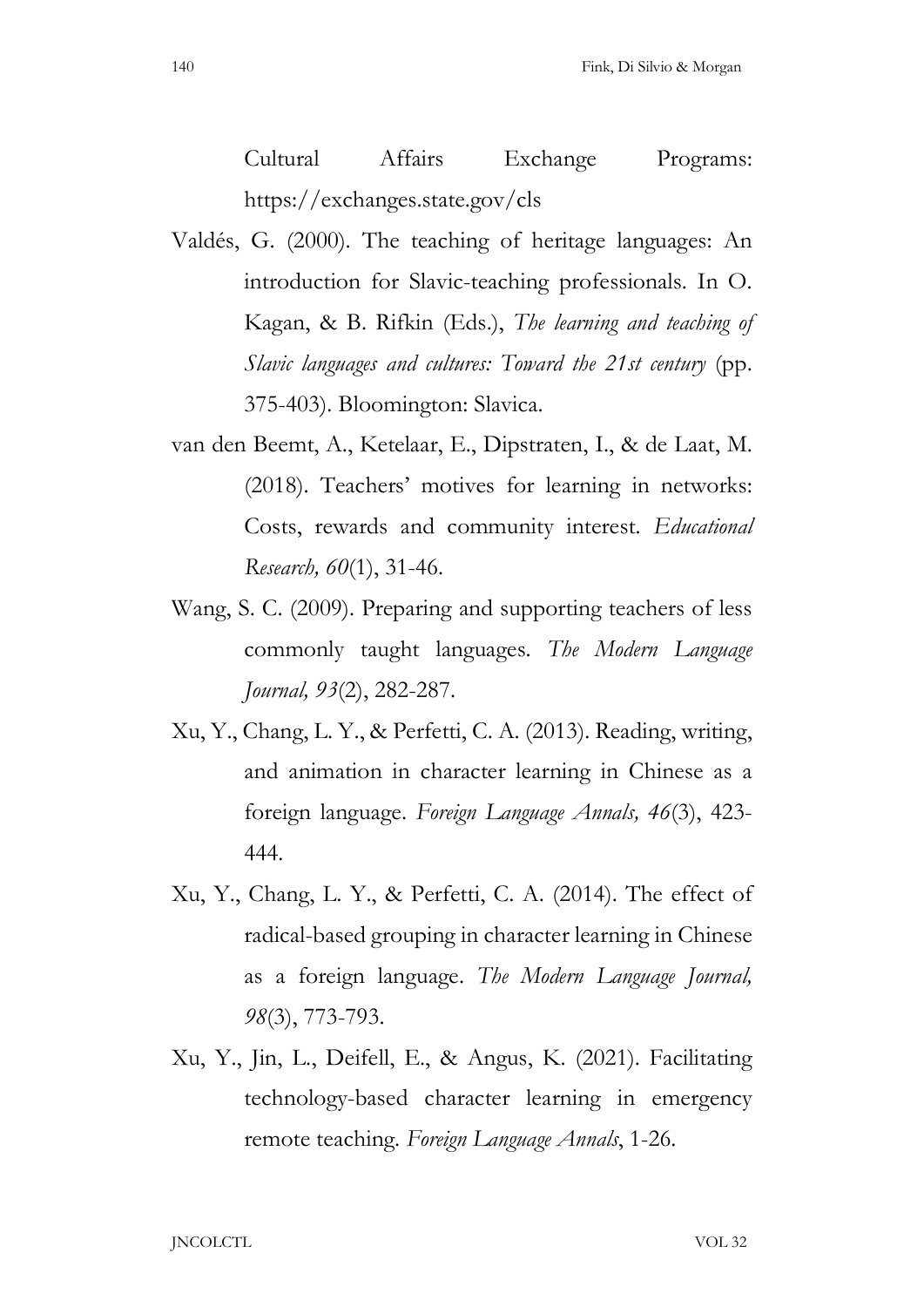Cultural Affairs Exchange Programs: https://exchanges.state.gov/cls

Valdés, G. (2000). The teaching of heritage languages: An introduction for Slavic-teaching professionals. In O. Kagan, & B. Rifkin (Eds.), *The learning and teaching of Slavic languages and cultures: Toward the 21st century* (pp. 375-403). Bloomington: Slavica.

van den Beemt, A., Ketelaar, E., Dipstraten, I., & de Laat, M. (2018). Teachers' motives for learning in networks: Costs, rewards and community interest. *Educational Research, 60*(1), 31-46.

Wang, S. C. (2009). Preparing and supporting teachers of less commonly taught languages. *The Modern Language Journal, 93*(2), 282-287.

Xu, Y., Chang, L. Y., & Perfetti, C. A. (2013). Reading, writing, and animation in character learning in Chinese as a foreign language. *Foreign Language Annals, 46*(3), 423-444.

Xu, Y., Chang, L. Y., & Perfetti, C. A. (2014). The effect of radical-based grouping in character learning in Chinese as a foreign language. *The Modern Language Journal, 98*(3), 773-793.

Xu, Y., Jin, L., Deifell, E., & Angus, K. (2021). Facilitating technology-based character learning in emergency remote teaching. *Foreign Language Annals*, 1-26.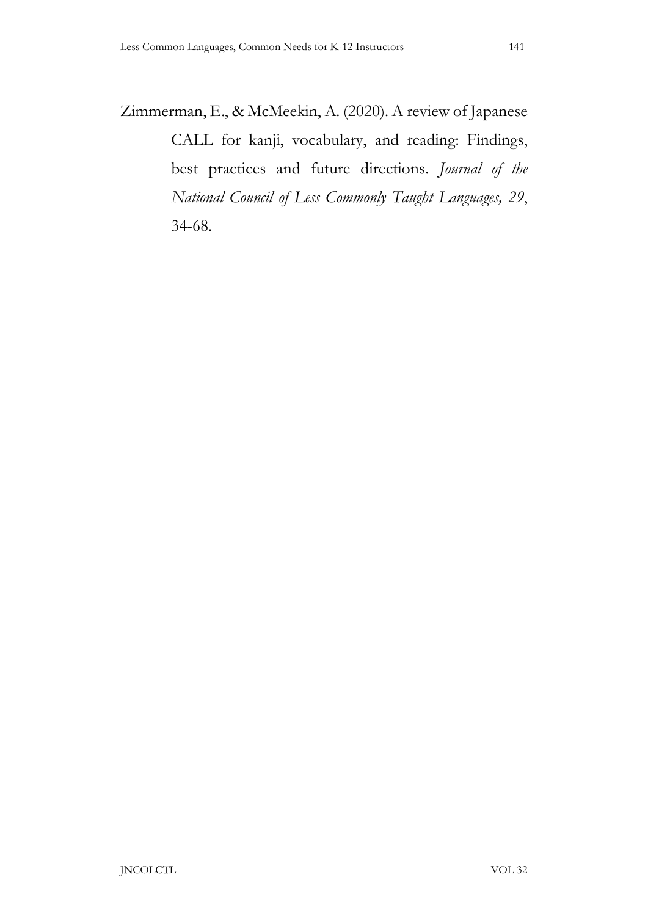Zimmerman, E., & McMeekin, A. (2020). A review of Japanese CALL for kanji, vocabulary, and reading: Findings, best practices and future directions. *Journal of the National Council of Less Commonly Taught Languages, 29*, 34-68.